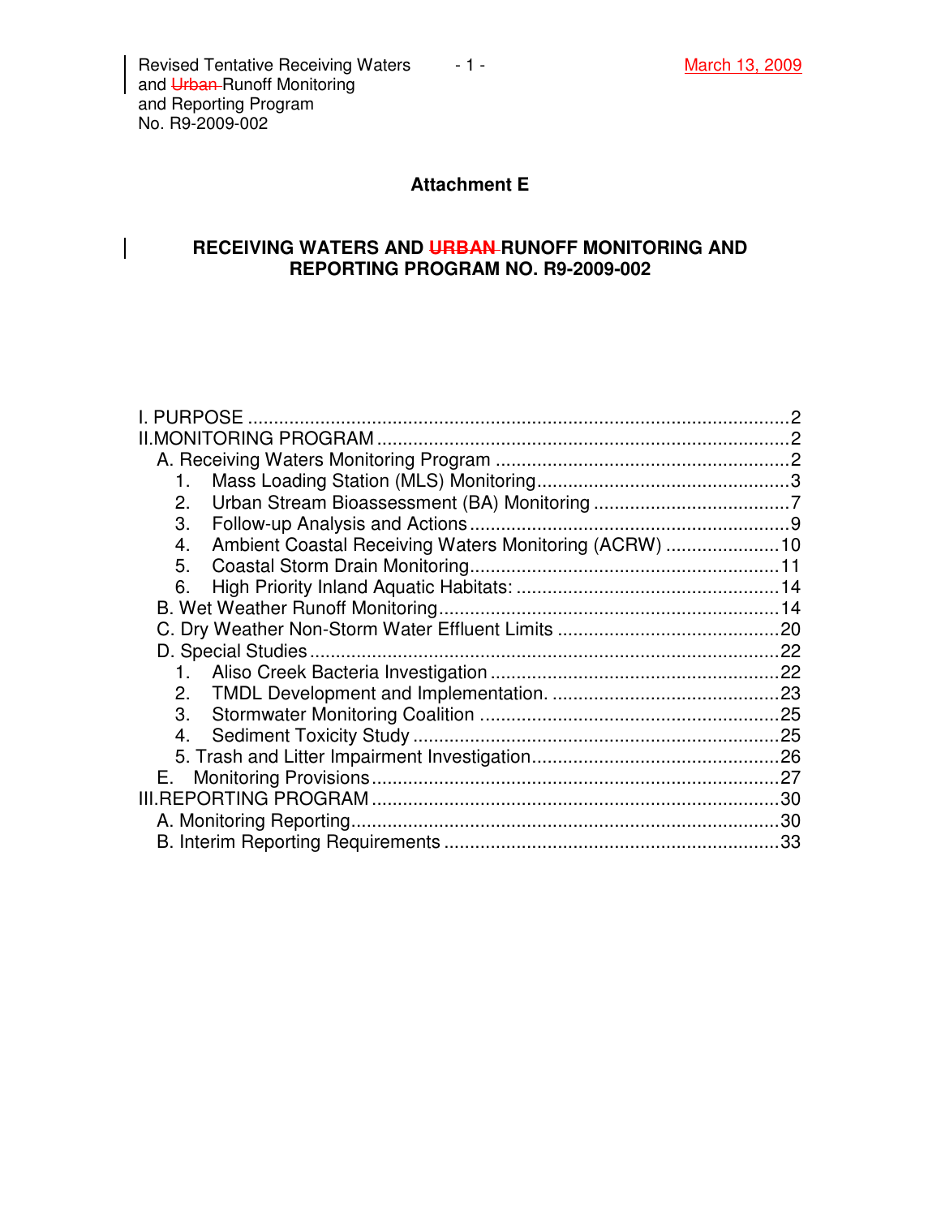## Attachment E

## RECEIVING WATERS AND ~~URBAN~~ RUNOFF MONITORING AND REPORTING PROGRAM NO. R9-2009-002

I. PURPOSE ........................................................................................................ 2
II. MONITORING PROGRAM ................................................................................ 2
  A. Receiving Waters Monitoring Program ......................................................... 2
    1. Mass Loading Station (MLS) Monitoring ................................................. 3
    2. Urban Stream Bioassessment (BA) Monitoring ...................................... 7
    3. Follow-up Analysis and Actions ............................................................. 9
    4. Ambient Coastal Receiving Waters Monitoring (ACRW) ...................... 10
    5. Coastal Storm Drain Monitoring ............................................................ 11
    6. High Priority Inland Aquatic Habitats: ................................................... 14
  B. Wet Weather Runoff Monitoring ................................................................. 14
  C. Dry Weather Non-Storm Water Effluent Limits ........................................... 20
  D. Special Studies .......................................................................................... 22
    1. Aliso Creek Bacteria Investigation ........................................................ 22
    2. TMDL Development and Implementation. ............................................ 23
    3. Stormwater Monitoring Coalition .......................................................... 25
    4. Sediment Toxicity Study ....................................................................... 25
    5. Trash and Litter Impairment Investigation ................................................ 26
  E. Monitoring Provisions ................................................................................ 27
III. REPORTING PROGRAM ................................................................................ 30
  A. Monitoring Reporting .................................................................................. 30
  B. Interim Reporting Requirements ................................................................ 33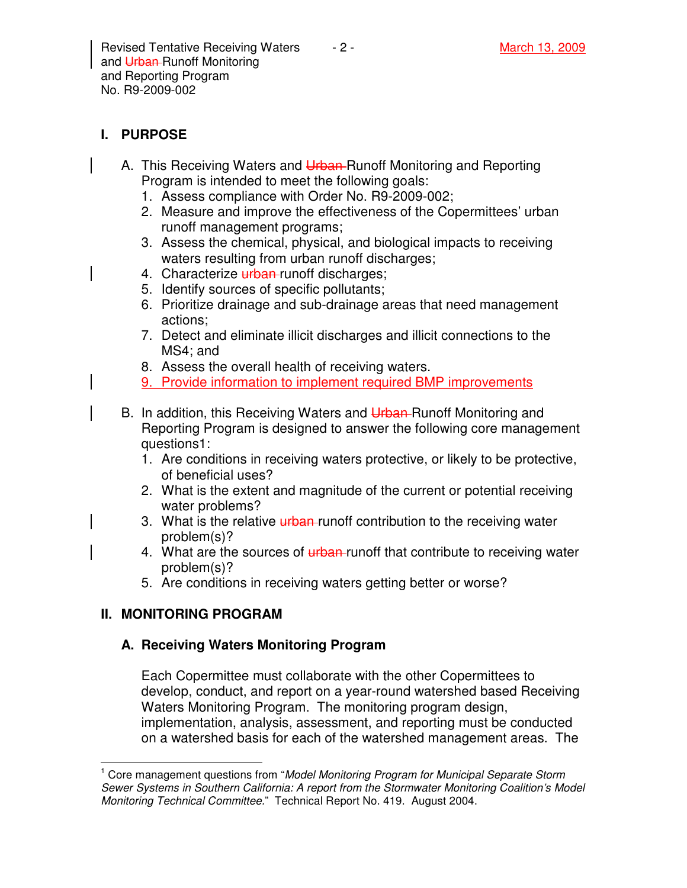## I. PURPOSE

A. This Receiving Waters and ~~Urban~~ Runoff Monitoring and Reporting Program is intended to meet the following goals:
   1. Assess compliance with Order No. R9-2009-002;
   2. Measure and improve the effectiveness of the Copermittees' urban runoff management programs;
   3. Assess the chemical, physical, and biological impacts to receiving waters resulting from urban runoff discharges;
   4. Characterize ~~urban~~ runoff discharges;
   5. Identify sources of specific pollutants;
   6. Prioritize drainage and sub-drainage areas that need management actions;
   7. Detect and eliminate illicit discharges and illicit connections to the MS4; and
   8. Assess the overall health of receiving waters.
   9. Provide information to implement required BMP improvements

B. In addition, this Receiving Waters and ~~Urban~~ Runoff Monitoring and Reporting Program is designed to answer the following core management questions[1]:
   1. Are conditions in receiving waters protective, or likely to be protective, of beneficial uses?
   2. What is the extent and magnitude of the current or potential receiving water problems?
   3. What is the relative ~~urban~~ runoff contribution to the receiving water problem(s)?
   4. What are the sources of ~~urban~~ runoff that contribute to receiving water problem(s)?
   5. Are conditions in receiving waters getting better or worse?

## II. MONITORING PROGRAM

### A. Receiving Waters Monitoring Program

Each Copermittee must collaborate with the other Copermittees to develop, conduct, and report on a year-round watershed based Receiving Waters Monitoring Program. The monitoring program design, implementation, analysis, assessment, and reporting must be conducted on a watershed basis for each of the watershed management areas. The

---

[1] Core management questions from "*Model Monitoring Program for Municipal Separate Storm Sewer Systems in Southern California: A report from the Stormwater Monitoring Coalition's Model Monitoring Technical Committee.*" Technical Report No. 419. August 2004.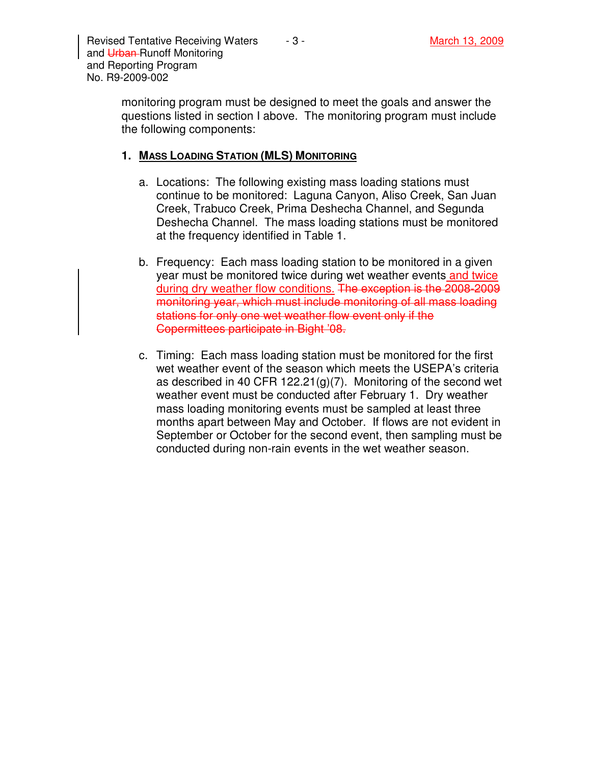monitoring program must be designed to meet the goals and answer the questions listed in section I above. The monitoring program must include the following components:

**1. MASS LOADING STATION (MLS) MONITORING**

a. Locations: The following existing mass loading stations must continue to be monitored: Laguna Canyon, Aliso Creek, San Juan Creek, Trabuco Creek, Prima Deshecha Channel, and Segunda Deshecha Channel. The mass loading stations must be monitored at the frequency identified in Table 1.

b. Frequency: Each mass loading station to be monitored in a given year must be monitored twice during wet weather events and twice during dry weather flow conditions. ~~The exception is the 2008-2009 monitoring year, which must include monitoring of all mass loading stations for only one wet weather flow event only if the Copermittees participate in Bight '08.~~

c. Timing: Each mass loading station must be monitored for the first wet weather event of the season which meets the USEPA's criteria as described in 40 CFR 122.21(g)(7). Monitoring of the second wet weather event must be conducted after February 1. Dry weather mass loading monitoring events must be sampled at least three months apart between May and October. If flows are not evident in September or October for the second event, then sampling must be conducted during non-rain events in the wet weather season.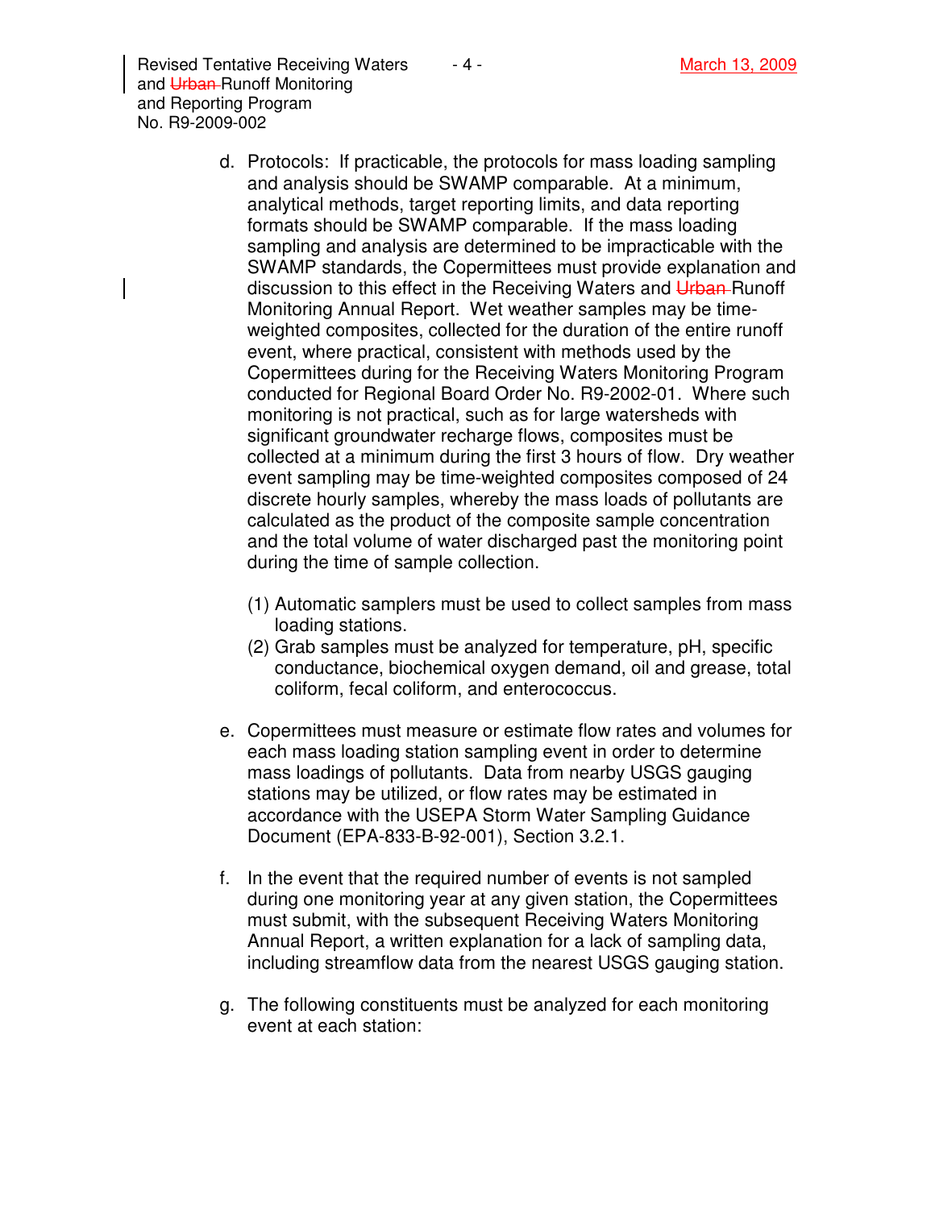d. Protocols: If practicable, the protocols for mass loading sampling and analysis should be SWAMP comparable. At a minimum, analytical methods, target reporting limits, and data reporting formats should be SWAMP comparable. If the mass loading sampling and analysis are determined to be impracticable with the SWAMP standards, the Copermittees must provide explanation and discussion to this effect in the Receiving Waters and ~~Urban~~ Runoff Monitoring Annual Report. Wet weather samples may be time-weighted composites, collected for the duration of the entire runoff event, where practical, consistent with methods used by the Copermittees during for the Receiving Waters Monitoring Program conducted for Regional Board Order No. R9-2002-01. Where such monitoring is not practical, such as for large watersheds with significant groundwater recharge flows, composites must be collected at a minimum during the first 3 hours of flow. Dry weather event sampling may be time-weighted composites composed of 24 discrete hourly samples, whereby the mass loads of pollutants are calculated as the product of the composite sample concentration and the total volume of water discharged past the monitoring point during the time of sample collection.

   (1) Automatic samplers must be used to collect samples from mass loading stations.
   (2) Grab samples must be analyzed for temperature, pH, specific conductance, biochemical oxygen demand, oil and grease, total coliform, fecal coliform, and enterococcus.

e. Copermittees must measure or estimate flow rates and volumes for each mass loading station sampling event in order to determine mass loadings of pollutants. Data from nearby USGS gauging stations may be utilized, or flow rates may be estimated in accordance with the USEPA Storm Water Sampling Guidance Document (EPA-833-B-92-001), Section 3.2.1.

f. In the event that the required number of events is not sampled during one monitoring year at any given station, the Copermittees must submit, with the subsequent Receiving Waters Monitoring Annual Report, a written explanation for a lack of sampling data, including streamflow data from the nearest USGS gauging station.

g. The following constituents must be analyzed for each monitoring event at each station: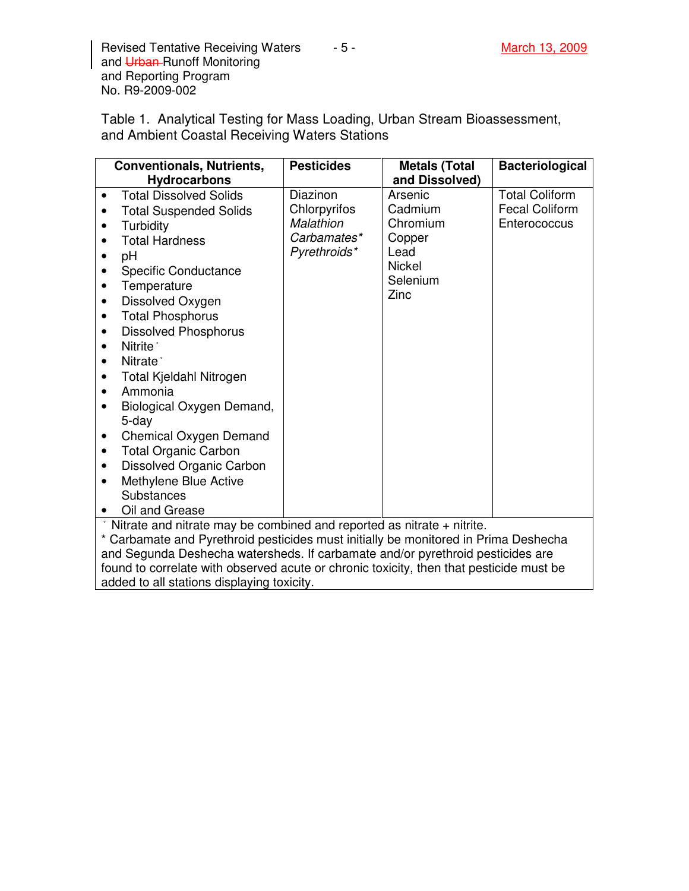Table 1. Analytical Testing for Mass Loading, Urban Stream Bioassessment, and Ambient Coastal Receiving Waters Stations

| Conventionals, Nutrients, Hydrocarbons | Pesticides | Metals (Total and Dissolved) | Bacteriological |
|---|---|---|---|
| • Total Dissolved Solids<br>• Total Suspended Solids<br>• Turbidity<br>• Total Hardness<br>• pH<br>• Specific Conductance<br>• Temperature<br>• Dissolved Oxygen<br>• Total Phosphorus<br>• Dissolved Phosphorus<br>• Nitrite °<br>• Nitrate °<br>• Total Kjeldahl Nitrogen<br>• Ammonia<br>• Biological Oxygen Demand, 5-day<br>• Chemical Oxygen Demand<br>• Total Organic Carbon<br>• Dissolved Organic Carbon<br>• Methylene Blue Active Substances<br>• Oil and Grease | Diazinon<br>Chlorpyrifos<br>*Malathion*<br>*Carbamates**<br>*Pyrethroids** | Arsenic<br>Cadmium<br>Chromium<br>Copper<br>Lead<br>Nickel<br>Selenium<br>Zinc | Total Coliform<br>Fecal Coliform<br>Enterococcus |

° Nitrate and nitrate may be combined and reported as nitrate + nitrite.
* Carbamate and Pyrethroid pesticides must initially be monitored in Prima Deshecha and Segunda Deshecha watersheds. If carbamate and/or pyrethroid pesticides are found to correlate with observed acute or chronic toxicity, then that pesticide must be added to all stations displaying toxicity.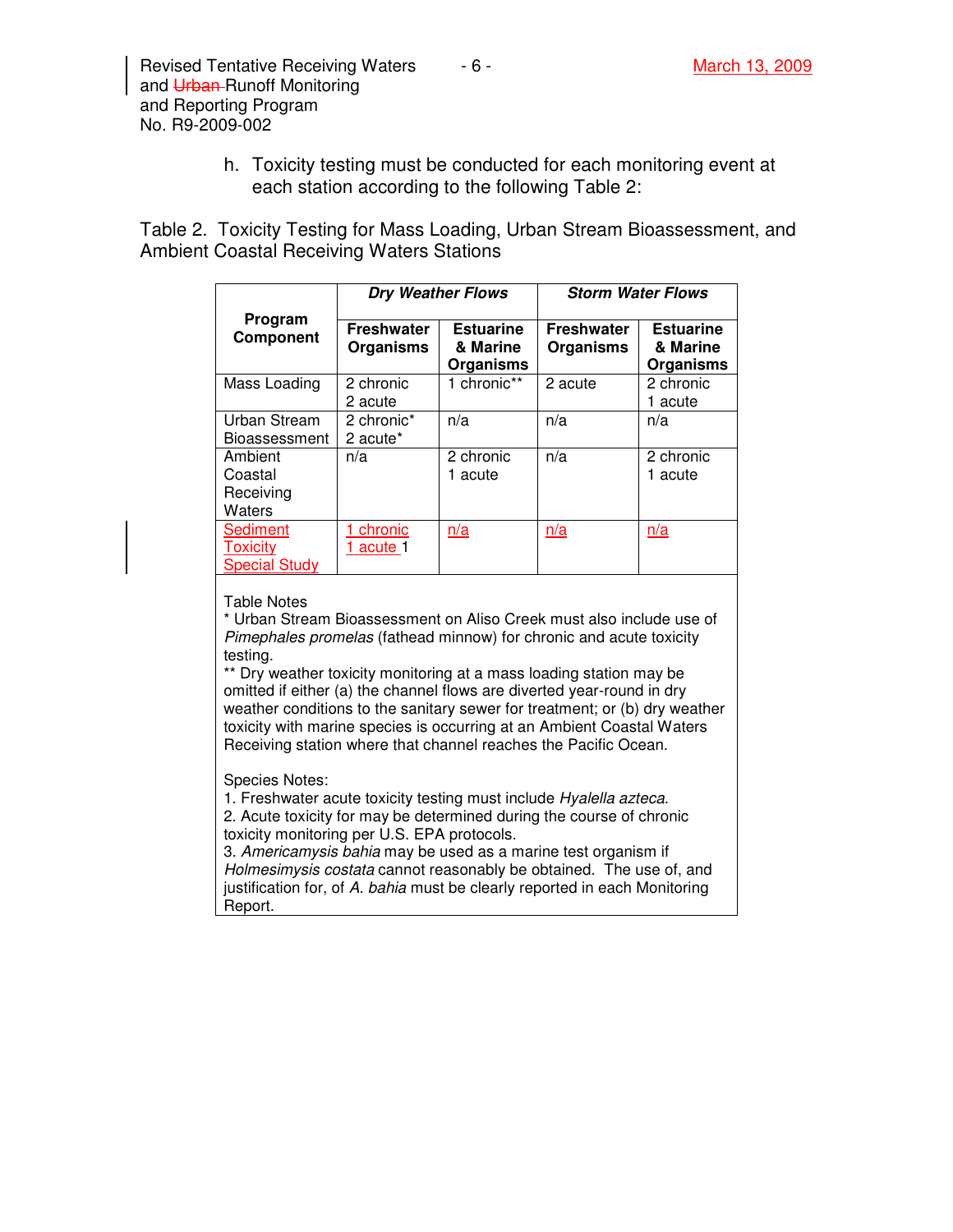h. Toxicity testing must be conducted for each monitoring event at each station according to the following Table 2:

Table 2. Toxicity Testing for Mass Loading, Urban Stream Bioassessment, and Ambient Coastal Receiving Waters Stations

| Program Component | ***Dry Weather Flows*** | | ***Storm Water Flows*** | |
|---|---|---|---|---|
| | **Freshwater Organisms** | **Estuarine & Marine Organisms** | **Freshwater Organisms** | **Estuarine & Marine Organisms** |
| Mass Loading | 2 chronic 2 acute | 1 chronic** | 2 acute | 2 chronic 1 acute |
| Urban Stream Bioassessment | 2 chronic* 2 acute* | n/a | n/a | n/a |
| Ambient Coastal Receiving Waters | n/a | 2 chronic 1 acute | n/a | 2 chronic 1 acute |
| Sediment Toxicity Special Study | 1 chronic 1 acute 1 | n/a | n/a | n/a |

Table Notes

\* Urban Stream Bioassessment on Aliso Creek must also include use of *Pimephales promelas* (fathead minnow) for chronic and acute toxicity testing.

\** Dry weather toxicity monitoring at a mass loading station may be omitted if either (a) the channel flows are diverted year-round in dry weather conditions to the sanitary sewer for treatment; or (b) dry weather toxicity with marine species is occurring at an Ambient Coastal Waters Receiving station where that channel reaches the Pacific Ocean.

Species Notes:

1. Freshwater acute toxicity testing must include *Hyalella azteca*.
2. Acute toxicity for may be determined during the course of chronic toxicity monitoring per U.S. EPA protocols.
3. *Americamysis bahia* may be used as a marine test organism if *Holmesimysis costata* cannot reasonably be obtained. The use of, and justification for, of *A. bahia* must be clearly reported in each Monitoring Report.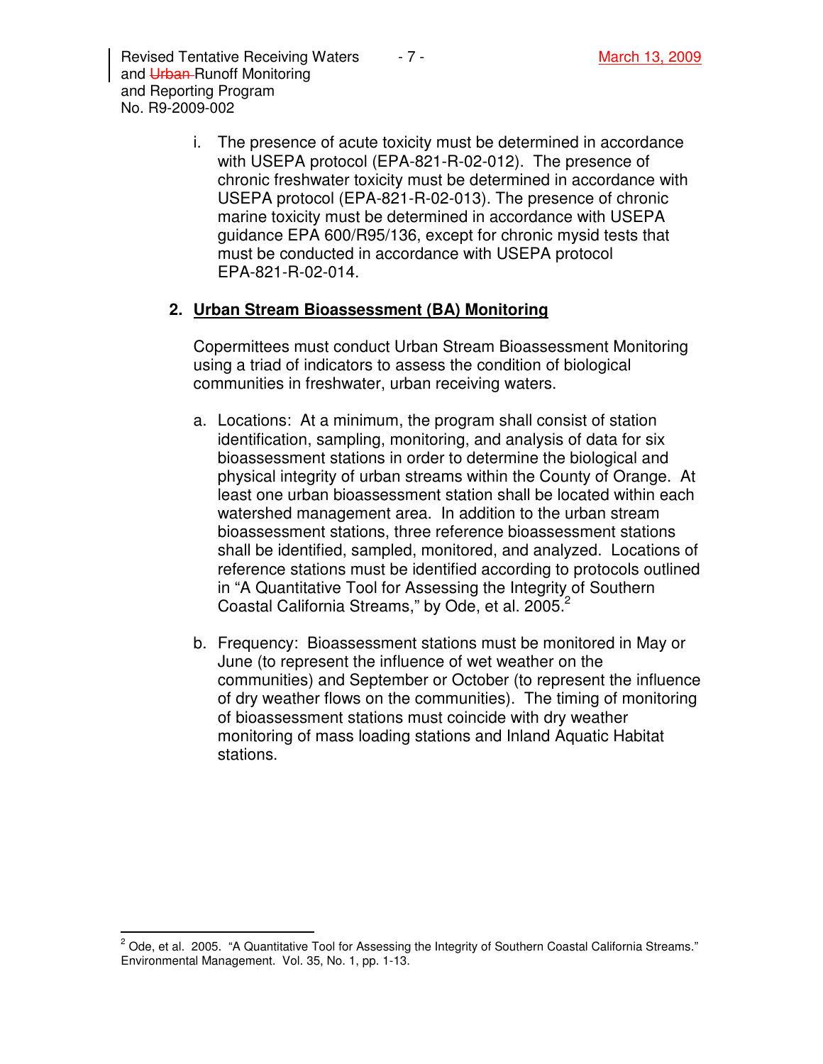i. The presence of acute toxicity must be determined in accordance with USEPA protocol (EPA-821-R-02-012). The presence of chronic freshwater toxicity must be determined in accordance with USEPA protocol (EPA-821-R-02-013). The presence of chronic marine toxicity must be determined in accordance with USEPA guidance EPA 600/R95/136, except for chronic mysid tests that must be conducted in accordance with USEPA protocol EPA-821-R-02-014.

## 2. Urban Stream Bioassessment (BA) Monitoring

Copermittees must conduct Urban Stream Bioassessment Monitoring using a triad of indicators to assess the condition of biological communities in freshwater, urban receiving waters.

a. Locations: At a minimum, the program shall consist of station identification, sampling, monitoring, and analysis of data for six bioassessment stations in order to determine the biological and physical integrity of urban streams within the County of Orange. At least one urban bioassessment station shall be located within each watershed management area. In addition to the urban stream bioassessment stations, three reference bioassessment stations shall be identified, sampled, monitored, and analyzed. Locations of reference stations must be identified according to protocols outlined in "A Quantitative Tool for Assessing the Integrity of Southern Coastal California Streams," by Ode, et al. 2005.[2]

b. Frequency: Bioassessment stations must be monitored in May or June (to represent the influence of wet weather on the communities) and September or October (to represent the influence of dry weather flows on the communities). The timing of monitoring of bioassessment stations must coincide with dry weather monitoring of mass loading stations and Inland Aquatic Habitat stations.

---

[2] Ode, et al. 2005. "A Quantitative Tool for Assessing the Integrity of Southern Coastal California Streams." Environmental Management. Vol. 35, No. 1, pp. 1-13.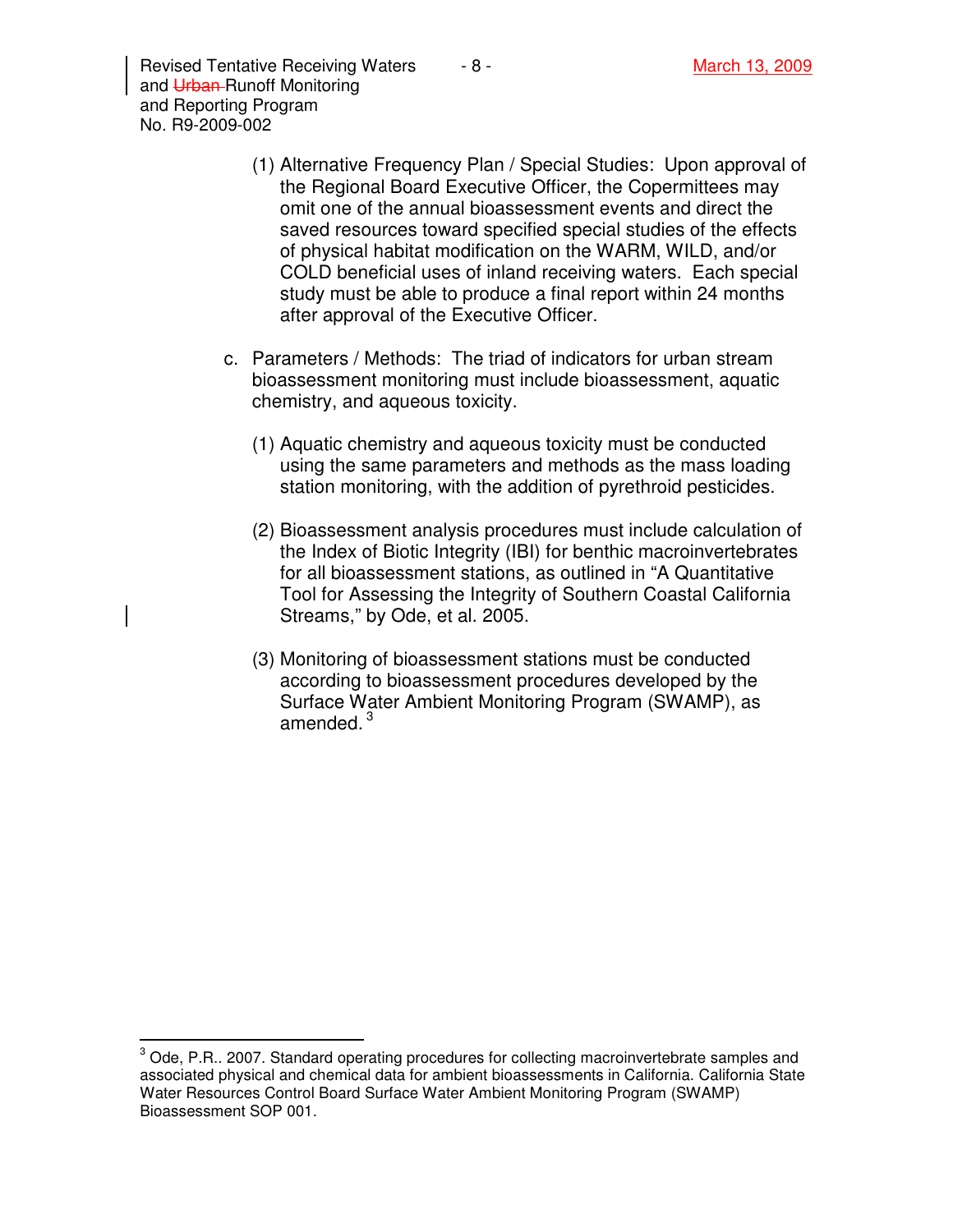(1) Alternative Frequency Plan / Special Studies: Upon approval of the Regional Board Executive Officer, the Copermittees may omit one of the annual bioassessment events and direct the saved resources toward specified special studies of the effects of physical habitat modification on the WARM, WILD, and/or COLD beneficial uses of inland receiving waters. Each special study must be able to produce a final report within 24 months after approval of the Executive Officer.

c. Parameters / Methods: The triad of indicators for urban stream bioassessment monitoring must include bioassessment, aquatic chemistry, and aqueous toxicity.

(1) Aquatic chemistry and aqueous toxicity must be conducted using the same parameters and methods as the mass loading station monitoring, with the addition of pyrethroid pesticides.

(2) Bioassessment analysis procedures must include calculation of the Index of Biotic Integrity (IBI) for benthic macroinvertebrates for all bioassessment stations, as outlined in "A Quantitative Tool for Assessing the Integrity of Southern Coastal California Streams," by Ode, et al. 2005.

(3) Monitoring of bioassessment stations must be conducted according to bioassessment procedures developed by the Surface Water Ambient Monitoring Program (SWAMP), as amended.[3]

---

[3] Ode, P.R.. 2007. Standard operating procedures for collecting macroinvertebrate samples and associated physical and chemical data for ambient bioassessments in California. California State Water Resources Control Board Surface Water Ambient Monitoring Program (SWAMP) Bioassessment SOP 001.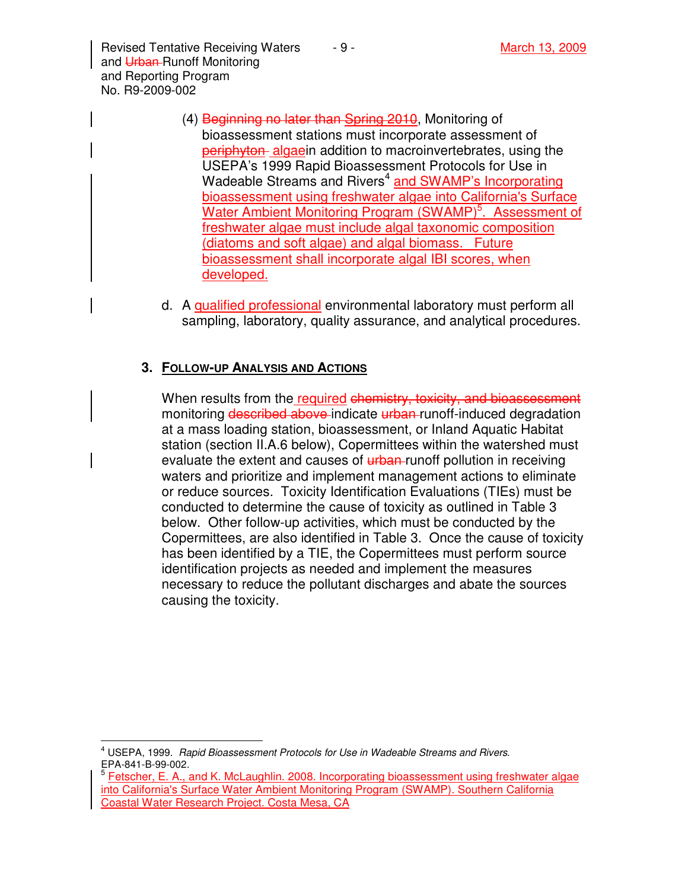(4) ~~Beginning no later than Spring 2010~~, Monitoring of bioassessment stations must incorporate assessment of ~~periphyton~~ algaein addition to macroinvertebrates, using the USEPA's 1999 Rapid Bioassessment Protocols for Use in Wadeable Streams and Rivers[4] and SWAMP's Incorporating bioassessment using freshwater algae into California's Surface Water Ambient Monitoring Program (SWAMP)[5]. Assessment of freshwater algae must include algal taxonomic composition (diatoms and soft algae) and algal biomass. Future bioassessment shall incorporate algal IBI scores, when developed.

d. A qualified professional environmental laboratory must perform all sampling, laboratory, quality assurance, and analytical procedures.

## 3. Follow-up Analysis and Actions

When results from the required ~~chemistry, toxicity, and bioassessment~~ monitoring ~~described above~~ indicate ~~urban~~ runoff-induced degradation at a mass loading station, bioassessment, or Inland Aquatic Habitat station (section II.A.6 below), Copermittees within the watershed must evaluate the extent and causes of ~~urban~~ runoff pollution in receiving waters and prioritize and implement management actions to eliminate or reduce sources. Toxicity Identification Evaluations (TIEs) must be conducted to determine the cause of toxicity as outlined in Table 3 below. Other follow-up activities, which must be conducted by the Copermittees, are also identified in Table 3. Once the cause of toxicity has been identified by a TIE, the Copermittees must perform source identification projects as needed and implement the measures necessary to reduce the pollutant discharges and abate the sources causing the toxicity.

---

[4] USEPA, 1999. *Rapid Bioassessment Protocols for Use in Wadeable Streams and Rivers*. EPA-841-B-99-002.

[5] Fetscher, E. A., and K. McLaughlin. 2008. Incorporating bioassessment using freshwater algae into California's Surface Water Ambient Monitoring Program (SWAMP). Southern California Coastal Water Research Project. Costa Mesa, CA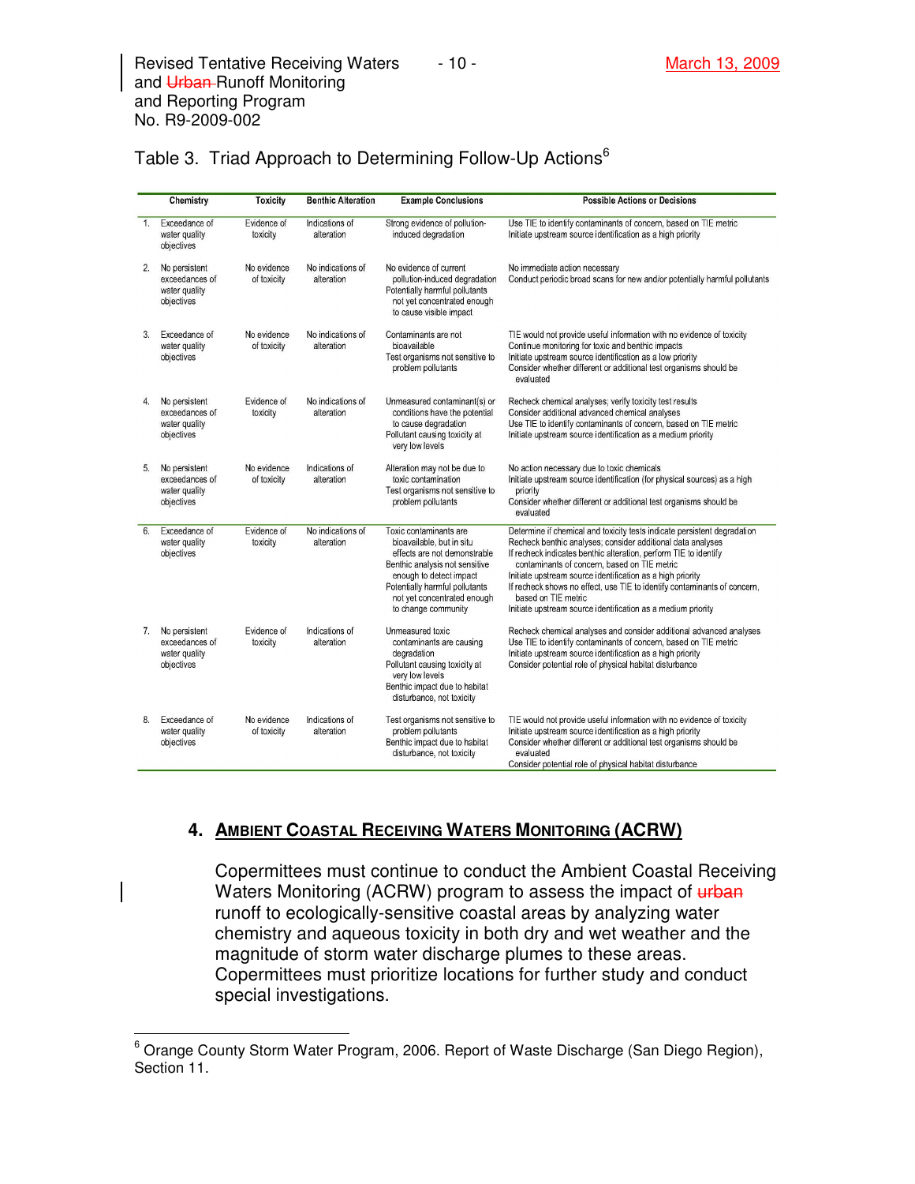Table 3. Triad Approach to Determining Follow-Up Actions[6]

| | Chemistry | Toxicity | Benthic Alteration | Example Conclusions | Possible Actions or Decisions |
|---|---|---|---|---|---|
| 1. | Exceedance of water quality objectives | Evidence of toxicity | Indications of alteration | Strong evidence of pollution-induced degradation | Use TIE to identify contaminants of concern, based on TIE metric<br>Initiate upstream source identification as a high priority |
| 2. | No persistent exceedances of water quality objectives | No evidence of toxicity | No indications of alteration | No evidence of current pollution-induced degradation<br>Potentially harmful pollutants not yet concentrated enough to cause visible impact | No immediate action necessary<br>Conduct periodic broad scans for new and/or potentially harmful pollutants |
| 3. | Exceedance of water quality objectives | No evidence of toxicity | No indications of alteration | Contaminants are not bioavailable<br>Test organisms not sensitive to problem pollutants | TIE would not provide useful information with no evidence of toxicity<br>Continue monitoring for toxic and benthic impacts<br>Initiate upstream source identification as a low priority<br>Consider whether different or additional test organisms should be evaluated |
| 4. | No persistent exceedances of water quality objectives | Evidence of toxicity | No indications of alteration | Unmeasured contaminant(s) or conditions have the potential to cause degradation<br>Pollutant causing toxicity at very low levels | Recheck chemical analyses; verify toxicity test results<br>Consider additional advanced chemical analyses<br>Use TIE to identify contaminants of concern, based on TIE metric<br>Initiate upstream source identification as a medium priority |
| 5. | No persistent exceedances of water quality objectives | No evidence of toxicity | Indications of alteration | Alteration may not be due to toxic contamination<br>Test organisms not sensitive to problem pollutants | No action necessary due to toxic chemicals<br>Initiate upstream source identification (for physical sources) as a high priority<br>Consider whether different or additional test organisms should be evaluated |
| 6. | Exceedance of water quality objectives | Evidence of toxicity | No indications of alteration | Toxic contaminants are bioavailable, but in situ effects are not demonstrable<br>Benthic analysis not sensitive enough to detect impact<br>Potentially harmful pollutants not yet concentrated enough to change community | Determine if chemical and toxicity tests indicate persistent degradation<br>Recheck benthic analyses; consider additional data analyses<br>If recheck indicates benthic alteration, perform TIE to identify contaminants of concern, based on TIE metric<br>Initiate upstream source identification as a high priority<br>If recheck shows no effect, use TIE to identify contaminants of concern, based on TIE metric<br>Initiate upstream source identification as a medium priority |
| 7. | No persistent exceedances of water quality objectives | Evidence of toxicity | Indications of alteration | Unmeasured toxic contaminants are causing degradation<br>Pollutant causing toxicity at very low levels<br>Benthic impact due to habitat disturbance, not toxicity | Recheck chemical analyses and consider additional advanced analyses<br>Use TIE to identify contaminants of concern, based on TIE metric<br>Initiate upstream source identification as a high priority<br>Consider potential role of physical habitat disturbance |
| 8. | Exceedance of water quality objectives | No evidence of toxicity | Indications of alteration | Test organisms not sensitive to problem pollutants<br>Benthic impact due to habitat disturbance, not toxicity | TIE would not provide useful information with no evidence of toxicity<br>Initiate upstream source identification as a high priority<br>Consider whether different or additional test organisms should be evaluated<br>Consider potential role of physical habitat disturbance |

## 4. AMBIENT COASTAL RECEIVING WATERS MONITORING (ACRW)

Copermittees must continue to conduct the Ambient Coastal Receiving Waters Monitoring (ACRW) program to assess the impact of ~~urban~~ runoff to ecologically-sensitive coastal areas by analyzing water chemistry and aqueous toxicity in both dry and wet weather and the magnitude of storm water discharge plumes to these areas. Copermittees must prioritize locations for further study and conduct special investigations.

[6] Orange County Storm Water Program, 2006. Report of Waste Discharge (San Diego Region), Section 11.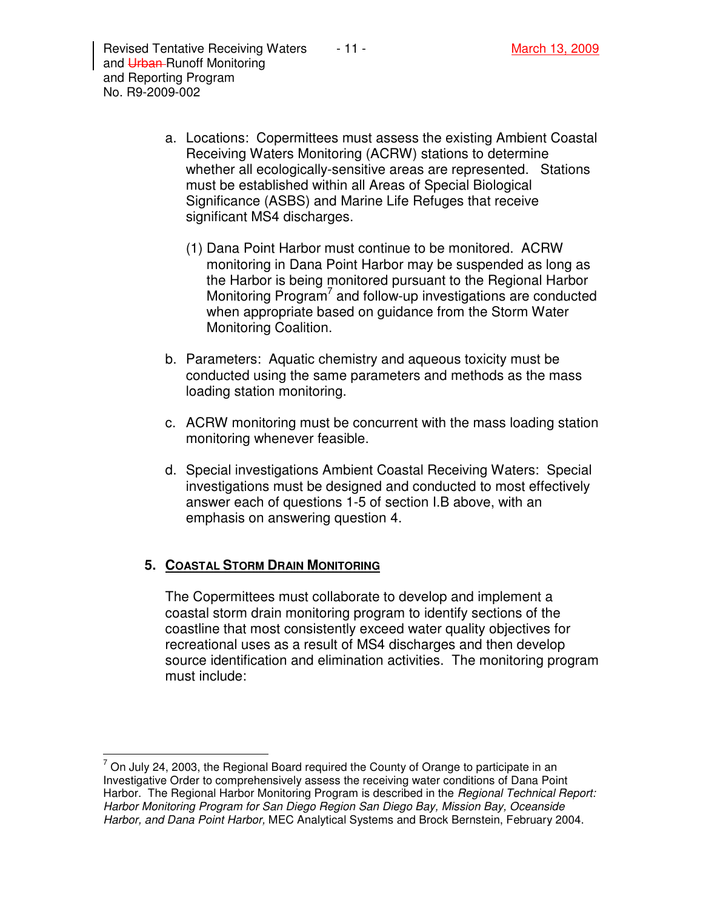a. Locations: Copermittees must assess the existing Ambient Coastal Receiving Waters Monitoring (ACRW) stations to determine whether all ecologically-sensitive areas are represented. Stations must be established within all Areas of Special Biological Significance (ASBS) and Marine Life Refuges that receive significant MS4 discharges.

   (1) Dana Point Harbor must continue to be monitored. ACRW monitoring in Dana Point Harbor may be suspended as long as the Harbor is being monitored pursuant to the Regional Harbor Monitoring Program[7] and follow-up investigations are conducted when appropriate based on guidance from the Storm Water Monitoring Coalition.

b. Parameters: Aquatic chemistry and aqueous toxicity must be conducted using the same parameters and methods as the mass loading station monitoring.

c. ACRW monitoring must be concurrent with the mass loading station monitoring whenever feasible.

d. Special investigations Ambient Coastal Receiving Waters: Special investigations must be designed and conducted to most effectively answer each of questions 1-5 of section I.B above, with an emphasis on answering question 4.

### 5. COASTAL STORM DRAIN MONITORING

The Copermittees must collaborate to develop and implement a coastal storm drain monitoring program to identify sections of the coastline that most consistently exceed water quality objectives for recreational uses as a result of MS4 discharges and then develop source identification and elimination activities. The monitoring program must include:

---

[7] On July 24, 2003, the Regional Board required the County of Orange to participate in an Investigative Order to comprehensively assess the receiving water conditions of Dana Point Harbor. The Regional Harbor Monitoring Program is described in the *Regional Technical Report: Harbor Monitoring Program for San Diego Region San Diego Bay, Mission Bay, Oceanside Harbor, and Dana Point Harbor,* MEC Analytical Systems and Brock Bernstein, February 2004.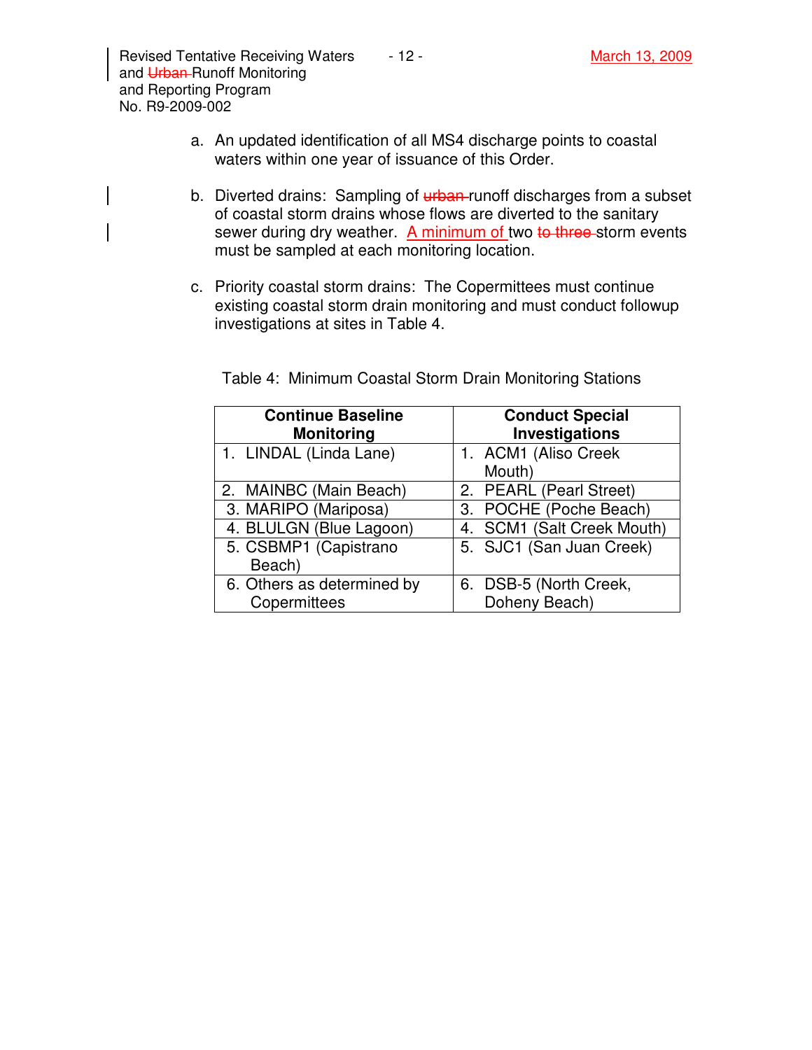a. An updated identification of all MS4 discharge points to coastal waters within one year of issuance of this Order.

b. Diverted drains: Sampling of ~~urban~~ runoff discharges from a subset of coastal storm drains whose flows are diverted to the sanitary sewer during dry weather. A minimum of two ~~to three~~ storm events must be sampled at each monitoring location.

c. Priority coastal storm drains: The Copermittees must continue existing coastal storm drain monitoring and must conduct followup investigations at sites in Table 4.

Table 4: Minimum Coastal Storm Drain Monitoring Stations

| Continue Baseline Monitoring | Conduct Special Investigations |
|---|---|
| 1. LINDAL (Linda Lane) | 1. ACM1 (Aliso Creek Mouth) |
| 2. MAINBC (Main Beach) | 2. PEARL (Pearl Street) |
| 3. MARIPO (Mariposa) | 3. POCHE (Poche Beach) |
| 4. BLULGN (Blue Lagoon) | 4. SCM1 (Salt Creek Mouth) |
| 5. CSBMP1 (Capistrano Beach) | 5. SJC1 (San Juan Creek) |
| 6. Others as determined by Copermittees | 6. DSB-5 (North Creek, Doheny Beach) |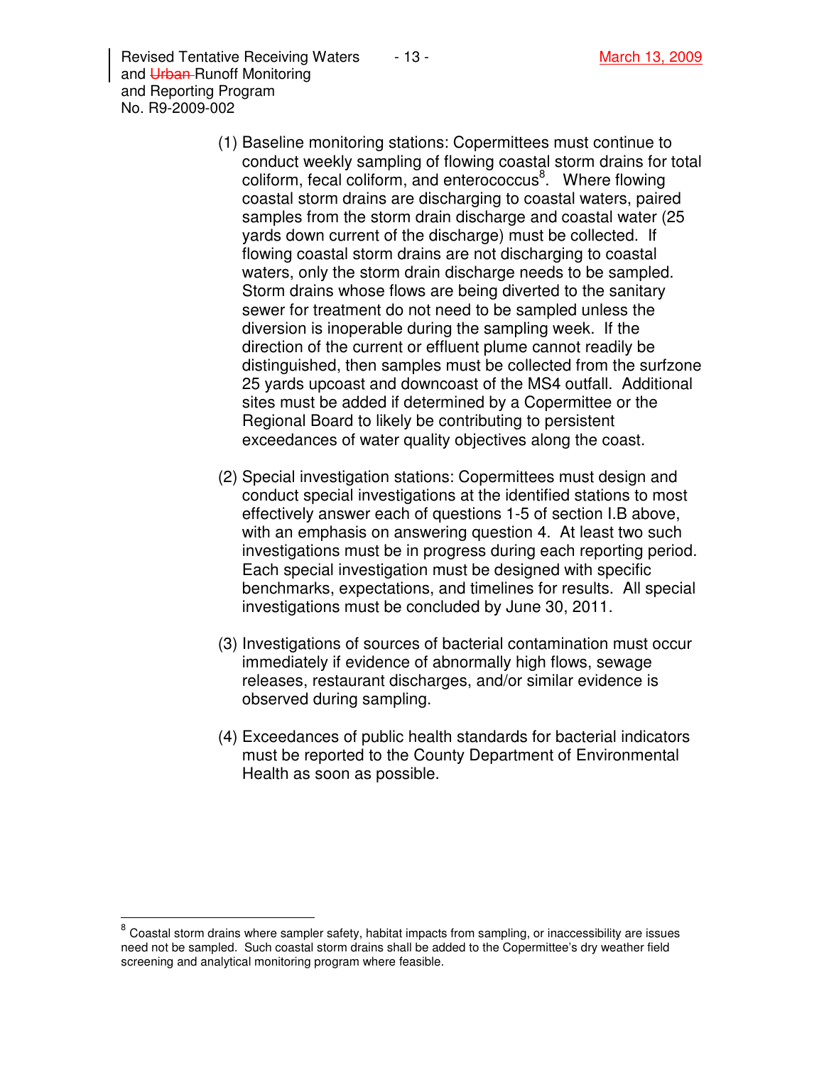(1) Baseline monitoring stations: Copermittees must continue to conduct weekly sampling of flowing coastal storm drains for total coliform, fecal coliform, and enterococcus[8]. Where flowing coastal storm drains are discharging to coastal waters, paired samples from the storm drain discharge and coastal water (25 yards down current of the discharge) must be collected. If flowing coastal storm drains are not discharging to coastal waters, only the storm drain discharge needs to be sampled. Storm drains whose flows are being diverted to the sanitary sewer for treatment do not need to be sampled unless the diversion is inoperable during the sampling week. If the direction of the current or effluent plume cannot readily be distinguished, then samples must be collected from the surfzone 25 yards upcoast and downcoast of the MS4 outfall. Additional sites must be added if determined by a Copermittee or the Regional Board to likely be contributing to persistent exceedances of water quality objectives along the coast.

(2) Special investigation stations: Copermittees must design and conduct special investigations at the identified stations to most effectively answer each of questions 1-5 of section I.B above, with an emphasis on answering question 4. At least two such investigations must be in progress during each reporting period. Each special investigation must be designed with specific benchmarks, expectations, and timelines for results. All special investigations must be concluded by June 30, 2011.

(3) Investigations of sources of bacterial contamination must occur immediately if evidence of abnormally high flows, sewage releases, restaurant discharges, and/or similar evidence is observed during sampling.

(4) Exceedances of public health standards for bacterial indicators must be reported to the County Department of Environmental Health as soon as possible.

---

[8] Coastal storm drains where sampler safety, habitat impacts from sampling, or inaccessibility are issues need not be sampled. Such coastal storm drains shall be added to the Copermittee's dry weather field screening and analytical monitoring program where feasible.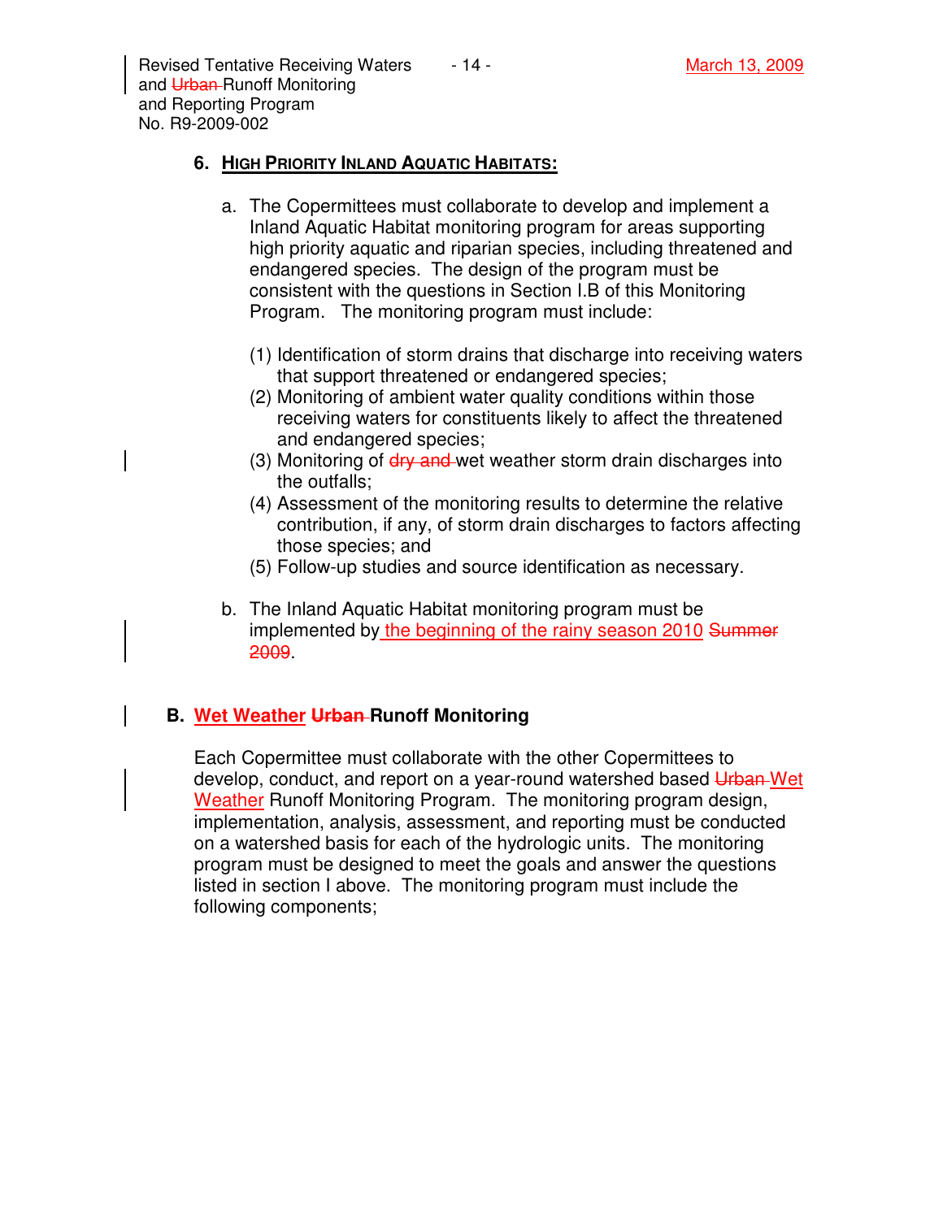6. **HIGH PRIORITY INLAND AQUATIC HABITATS:**

   a. The Copermittees must collaborate to develop and implement a Inland Aquatic Habitat monitoring program for areas supporting high priority aquatic and riparian species, including threatened and endangered species. The design of the program must be consistent with the questions in Section I.B of this Monitoring Program. The monitoring program must include:

      (1) Identification of storm drains that discharge into receiving waters that support threatened or endangered species;
      (2) Monitoring of ambient water quality conditions within those receiving waters for constituents likely to affect the threatened and endangered species;
      (3) Monitoring of ~~dry and~~ wet weather storm drain discharges into the outfalls;
      (4) Assessment of the monitoring results to determine the relative contribution, if any, of storm drain discharges to factors affecting those species; and
      (5) Follow-up studies and source identification as necessary.

   b. The Inland Aquatic Habitat monitoring program must be implemented by <u>the beginning of the rainy season 2010</u> ~~Summer 2009~~.

## B. <u>Wet Weather</u> ~~Urban~~ Runoff Monitoring

Each Copermittee must collaborate with the other Copermittees to develop, conduct, and report on a year-round watershed based ~~Urban~~ <u>Wet Weather</u> Runoff Monitoring Program. The monitoring program design, implementation, analysis, assessment, and reporting must be conducted on a watershed basis for each of the hydrologic units. The monitoring program must be designed to meet the goals and answer the questions listed in section I above. The monitoring program must include the following components;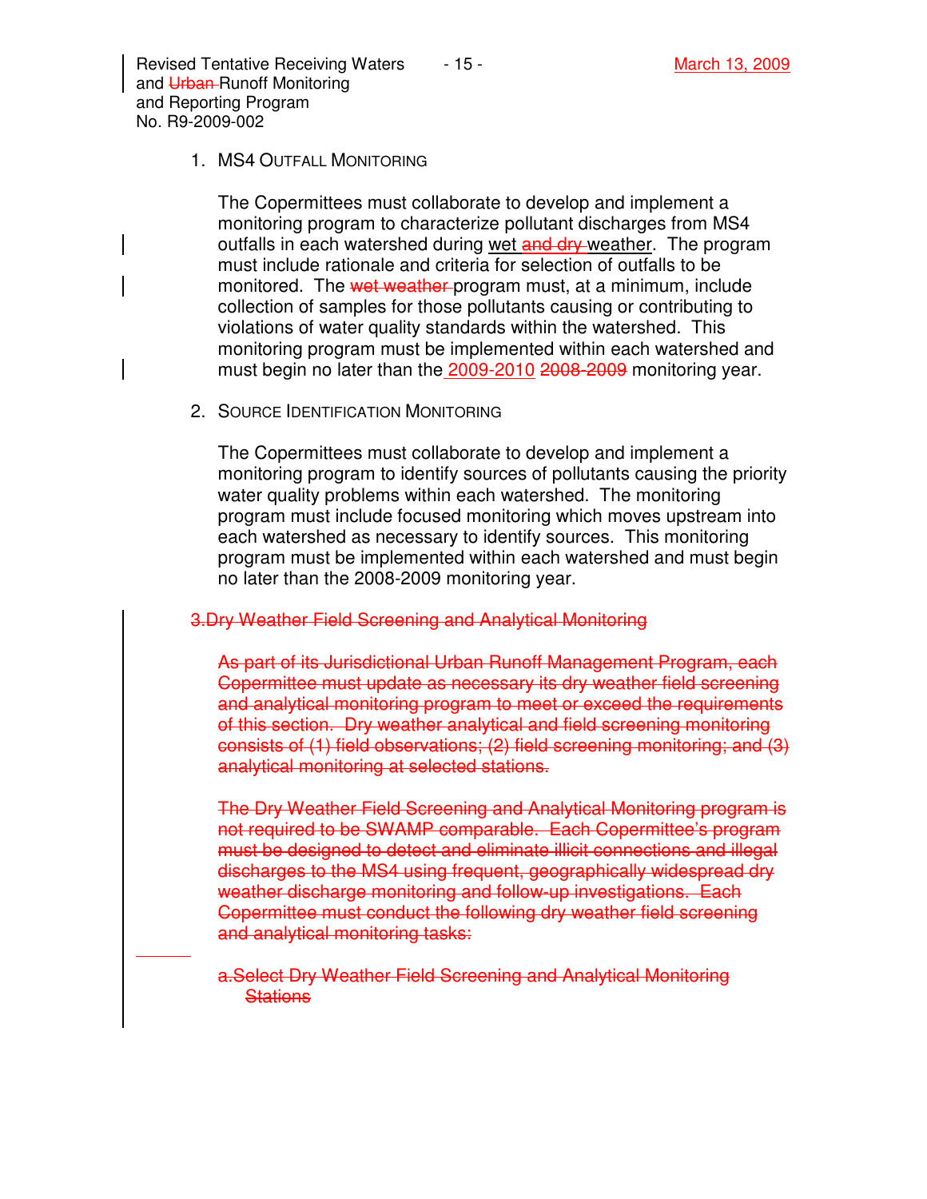1. MS4 OUTFALL MONITORING

   The Copermittees must collaborate to develop and implement a monitoring program to characterize pollutant discharges from MS4 outfalls in each watershed during wet ~~and dry~~ weather. The program must include rationale and criteria for selection of outfalls to be monitored. The ~~wet weather~~ program must, at a minimum, include collection of samples for those pollutants causing or contributing to violations of water quality standards within the watershed. This monitoring program must be implemented within each watershed and must begin no later than the 2009-2010 ~~2008-2009~~ monitoring year.

2. SOURCE IDENTIFICATION MONITORING

   The Copermittees must collaborate to develop and implement a monitoring program to identify sources of pollutants causing the priority water quality problems within each watershed. The monitoring program must include focused monitoring which moves upstream into each watershed as necessary to identify sources. This monitoring program must be implemented within each watershed and must begin no later than the 2008-2009 monitoring year.

~~3. Dry Weather Field Screening and Analytical Monitoring~~

~~As part of its Jurisdictional Urban Runoff Management Program, each Copermittee must update as necessary its dry weather field screening and analytical monitoring program to meet or exceed the requirements of this section. Dry weather analytical and field screening monitoring consists of (1) field observations; (2) field screening monitoring; and (3) analytical monitoring at selected stations.~~

~~The Dry Weather Field Screening and Analytical Monitoring program is not required to be SWAMP comparable. Each Copermittee's program must be designed to detect and eliminate illicit connections and illegal discharges to the MS4 using frequent, geographically widespread dry weather discharge monitoring and follow-up investigations. Each Copermittee must conduct the following dry weather field screening and analytical monitoring tasks:~~

~~a. Select Dry Weather Field Screening and Analytical Monitoring Stations~~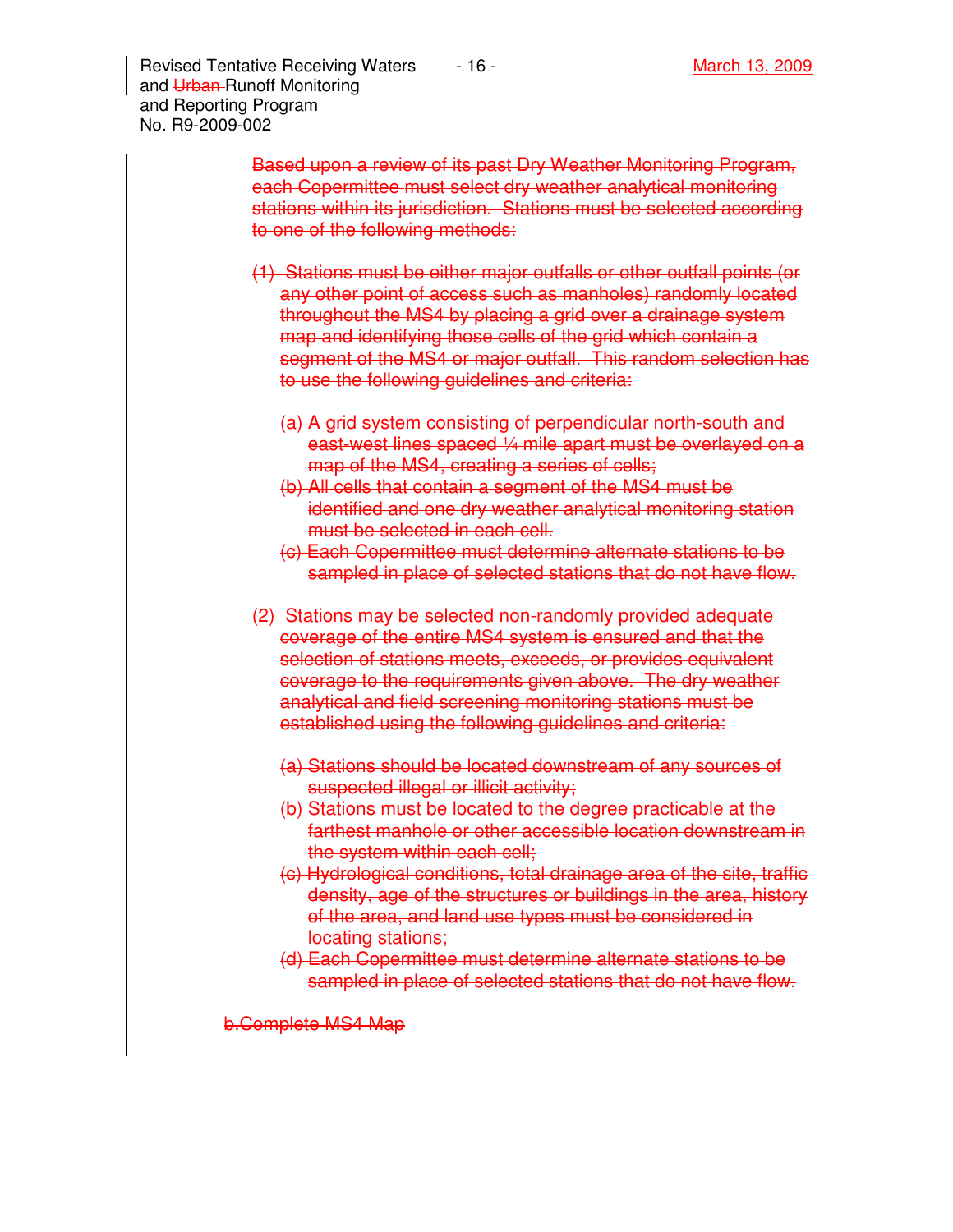~~Based upon a review of its past Dry Weather Monitoring Program, each Copermittee must select dry weather analytical monitoring stations within its jurisdiction. Stations must be selected according to one of the following methods:~~

~~(1) Stations must be either major outfalls or other outfall points (or any other point of access such as manholes) randomly located throughout the MS4 by placing a grid over a drainage system map and identifying those cells of the grid which contain a segment of the MS4 or major outfall. This random selection has to use the following guidelines and criteria:~~

~~(a) A grid system consisting of perpendicular north-south and east-west lines spaced ¼ mile apart must be overlayed on a map of the MS4, creating a series of cells;~~

~~(b) All cells that contain a segment of the MS4 must be identified and one dry weather analytical monitoring station must be selected in each cell.~~

~~(c) Each Copermittee must determine alternate stations to be sampled in place of selected stations that do not have flow.~~

~~(2) Stations may be selected non-randomly provided adequate coverage of the entire MS4 system is ensured and that the selection of stations meets, exceeds, or provides equivalent coverage to the requirements given above. The dry weather analytical and field screening monitoring stations must be established using the following guidelines and criteria:~~

~~(a) Stations should be located downstream of any sources of suspected illegal or illicit activity;~~

~~(b) Stations must be located to the degree practicable at the farthest manhole or other accessible location downstream in the system within each cell;~~

~~(c) Hydrological conditions, total drainage area of the site, traffic density, age of the structures or buildings in the area, history of the area, and land use types must be considered in locating stations;~~

~~(d) Each Copermittee must determine alternate stations to be sampled in place of selected stations that do not have flow.~~

~~b. Complete MS4 Map~~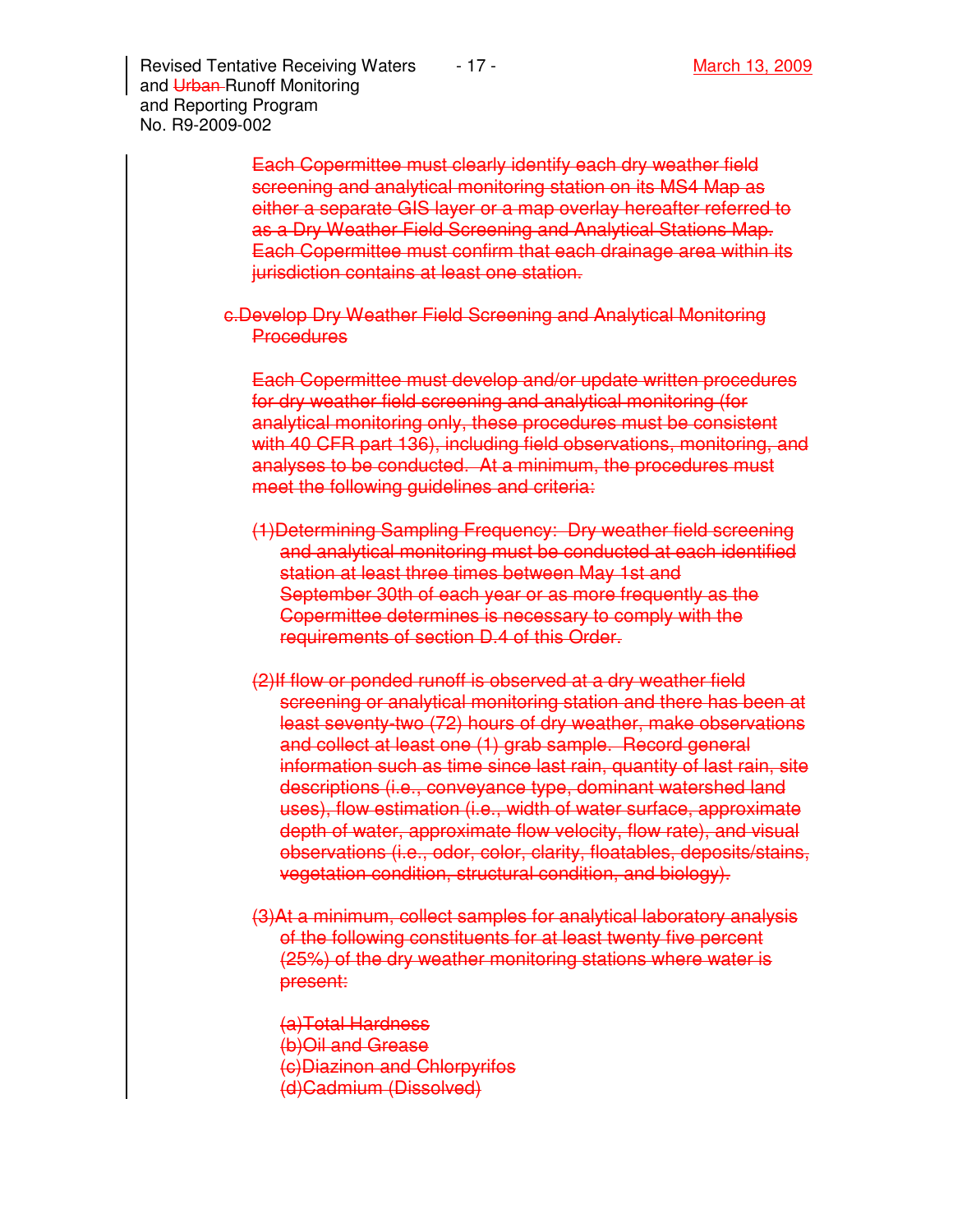~~Each Copermittee must clearly identify each dry weather field screening and analytical monitoring station on its MS4 Map as either a separate GIS layer or a map overlay hereafter referred to as a Dry Weather Field Screening and Analytical Stations Map. Each Copermittee must confirm that each drainage area within its jurisdiction contains at least one station.~~

~~c. Develop Dry Weather Field Screening and Analytical Monitoring Procedures~~

~~Each Copermittee must develop and/or update written procedures for dry weather field screening and analytical monitoring (for analytical monitoring only, these procedures must be consistent with 40 CFR part 136), including field observations, monitoring, and analyses to be conducted. At a minimum, the procedures must meet the following guidelines and criteria:~~

~~(1) Determining Sampling Frequency: Dry weather field screening and analytical monitoring must be conducted at each identified station at least three times between May 1st and September 30th of each year or as more frequently as the Copermittee determines is necessary to comply with the requirements of section D.4 of this Order.~~

~~(2) If flow or ponded runoff is observed at a dry weather field screening or analytical monitoring station and there has been at least seventy-two (72) hours of dry weather, make observations and collect at least one (1) grab sample. Record general information such as time since last rain, quantity of last rain, site descriptions (i.e., conveyance type, dominant watershed land uses), flow estimation (i.e., width of water surface, approximate depth of water, approximate flow velocity, flow rate), and visual observations (i.e., odor, color, clarity, floatables, deposits/stains, vegetation condition, structural condition, and biology).~~

~~(3) At a minimum, collect samples for analytical laboratory analysis of the following constituents for at least twenty five percent (25%) of the dry weather monitoring stations where water is present:~~

~~(a) Total Hardness~~
~~(b) Oil and Grease~~
~~(c) Diazinon and Chlorpyrifos~~
~~(d) Cadmium (Dissolved)~~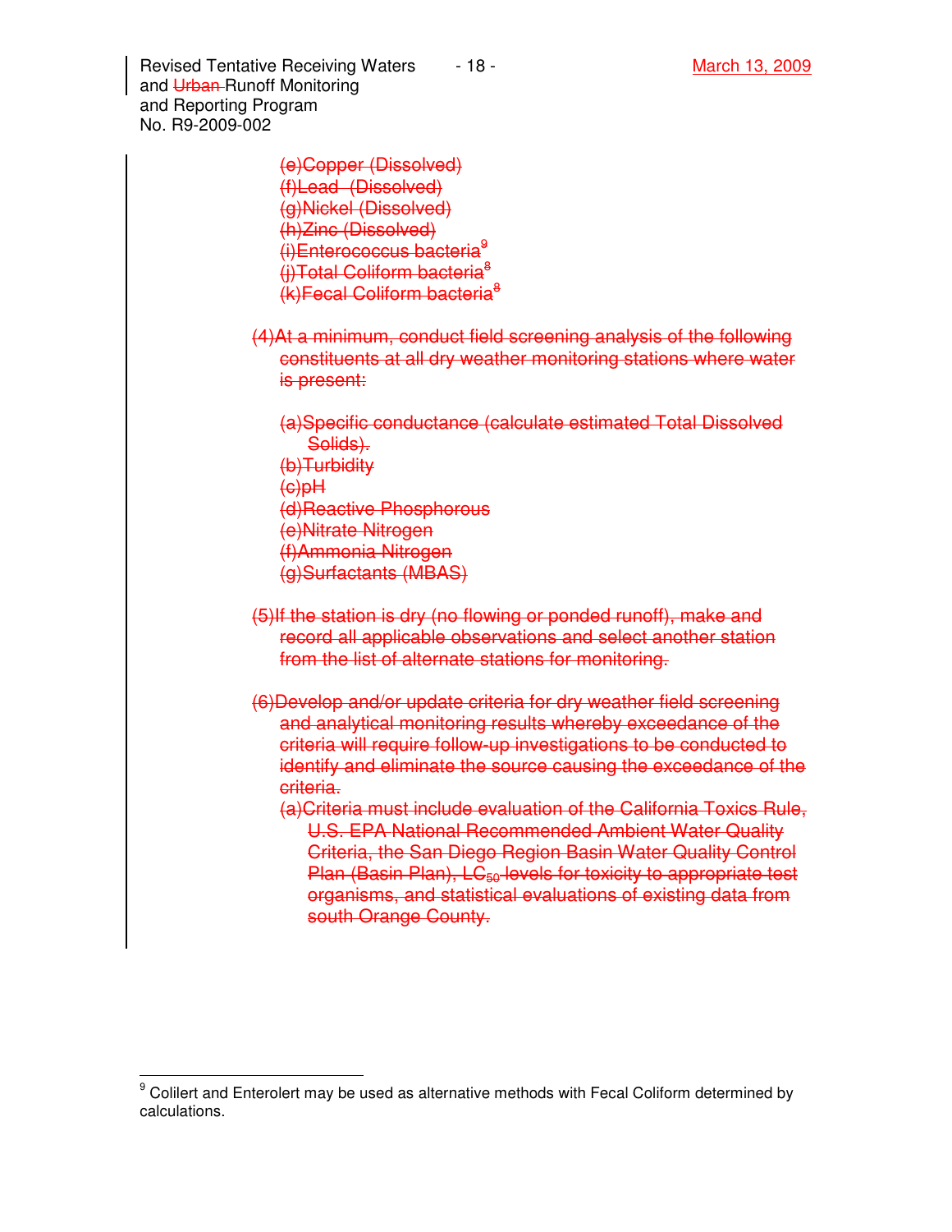(e)Copper (Dissolved)
(f)Lead (Dissolved)
(g)Nickel (Dissolved)
(h)Zinc (Dissolved)
(i)Enterococcus bacteria[9]
(j)Total Coliform bacteria[8]
(k)Fecal Coliform bacteria[8]

(4)At a minimum, conduct field screening analysis of the following constituents at all dry weather monitoring stations where water is present:

(a)Specific conductance (calculate estimated Total Dissolved Solids).
(b)Turbidity
(c)pH
(d)Reactive Phosphorous
(e)Nitrate Nitrogen
(f)Ammonia Nitrogen
(g)Surfactants (MBAS)

(5)If the station is dry (no flowing or ponded runoff), make and record all applicable observations and select another station from the list of alternate stations for monitoring.

(6)Develop and/or update criteria for dry weather field screening and analytical monitoring results whereby exceedance of the criteria will require follow-up investigations to be conducted to identify and eliminate the source causing the exceedance of the criteria.

(a)Criteria must include evaluation of the California Toxics Rule, U.S. EPA National Recommended Ambient Water Quality Criteria, the San Diego Region Basin Water Quality Control Plan (Basin Plan), $LC_{50}$ levels for toxicity to appropriate test organisms, and statistical evaluations of existing data from south Orange County.

---

[9] Colilert and Enterolert may be used as alternative methods with Fecal Coliform determined by calculations.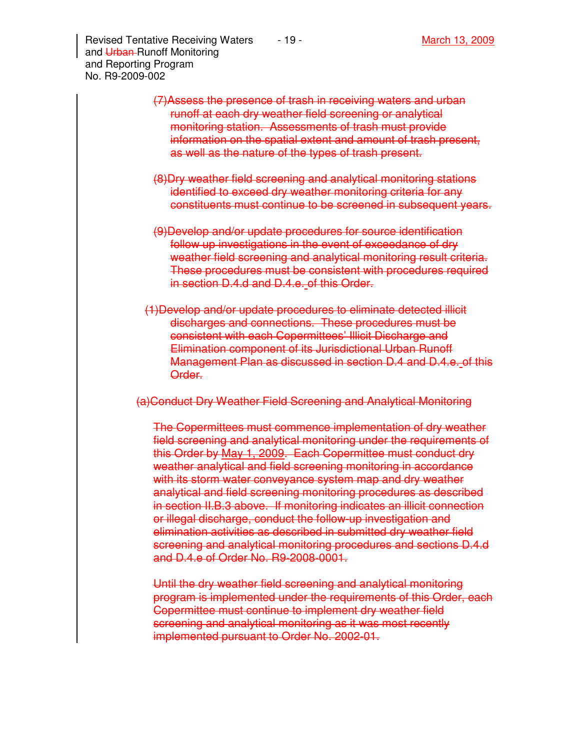~~(7)Assess the presence of trash in receiving waters and urban runoff at each dry weather field screening or analytical monitoring station. Assessments of trash must provide information on the spatial extent and amount of trash present, as well as the nature of the types of trash present.~~

~~(8)Dry weather field screening and analytical monitoring stations identified to exceed dry weather monitoring criteria for any constituents must continue to be screened in subsequent years.~~

~~(9)Develop and/or update procedures for source identification follow up investigations in the event of exceedance of dry weather field screening and analytical monitoring result criteria. These procedures must be consistent with procedures required in section D.4.d and D.4.e. of this Order.~~

~~(1)Develop and/or update procedures to eliminate detected illicit discharges and connections. These procedures must be consistent with each Copermittees' Illicit Discharge and Elimination component of its Jurisdictional Urban Runoff Management Plan as discussed in section D.4 and D.4.e. of this Order.~~

~~(a)Conduct Dry Weather Field Screening and Analytical Monitoring~~

~~The Copermittees must commence implementation of dry weather field screening and analytical monitoring under the requirements of this Order by May 1, 2009. Each Copermittee must conduct dry weather analytical and field screening monitoring in accordance with its storm water conveyance system map and dry weather analytical and field screening monitoring procedures as described in section II.B.3 above. If monitoring indicates an illicit connection or illegal discharge, conduct the follow-up investigation and elimination activities as described in submitted dry weather field screening and analytical monitoring procedures and sections D.4.d and D.4.e of Order No. R9-2008-0001.~~

~~Until the dry weather field screening and analytical monitoring program is implemented under the requirements of this Order, each Copermittee must continue to implement dry weather field screening and analytical monitoring as it was most recently implemented pursuant to Order No. 2002-01.~~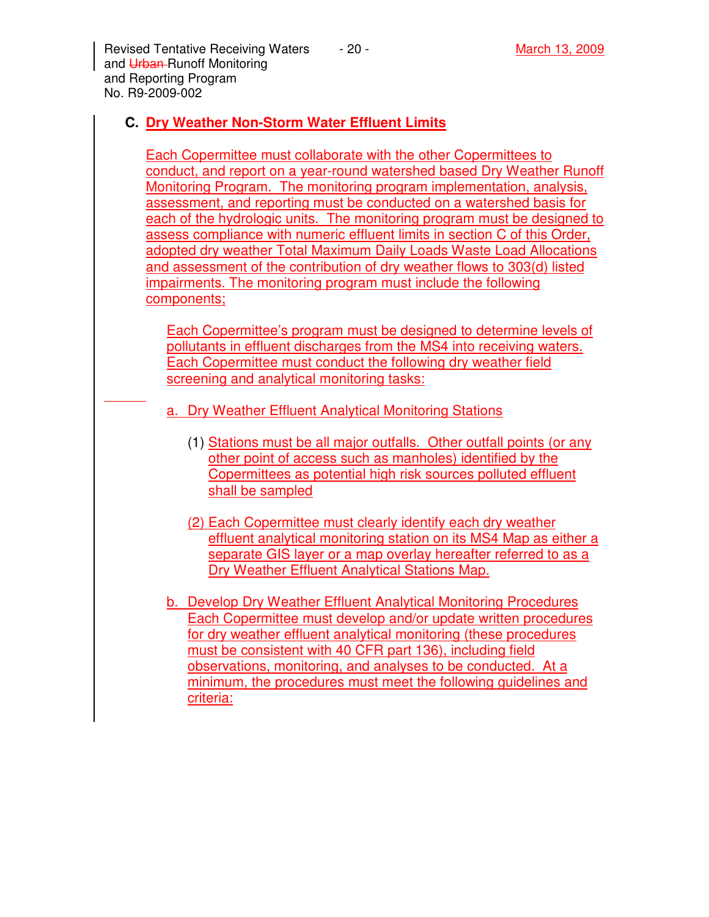### C. Dry Weather Non-Storm Water Effluent Limits

Each Copermittee must collaborate with the other Copermittees to conduct, and report on a year-round watershed based Dry Weather Runoff Monitoring Program. The monitoring program implementation, analysis, assessment, and reporting must be conducted on a watershed basis for each of the hydrologic units. The monitoring program must be designed to assess compliance with numeric effluent limits in section C of this Order, adopted dry weather Total Maximum Daily Loads Waste Load Allocations and assessment of the contribution of dry weather flows to 303(d) listed impairments. The monitoring program must include the following components;

Each Copermittee's program must be designed to determine levels of pollutants in effluent discharges from the MS4 into receiving waters. Each Copermittee must conduct the following dry weather field screening and analytical monitoring tasks:

a. Dry Weather Effluent Analytical Monitoring Stations

(1) Stations must be all major outfalls. Other outfall points (or any other point of access such as manholes) identified by the Copermittees as potential high risk sources polluted effluent shall be sampled

(2) Each Copermittee must clearly identify each dry weather effluent analytical monitoring station on its MS4 Map as either a separate GIS layer or a map overlay hereafter referred to as a Dry Weather Effluent Analytical Stations Map.

b. Develop Dry Weather Effluent Analytical Monitoring Procedures
Each Copermittee must develop and/or update written procedures for dry weather effluent analytical monitoring (these procedures must be consistent with 40 CFR part 136), including field observations, monitoring, and analyses to be conducted. At a minimum, the procedures must meet the following guidelines and criteria: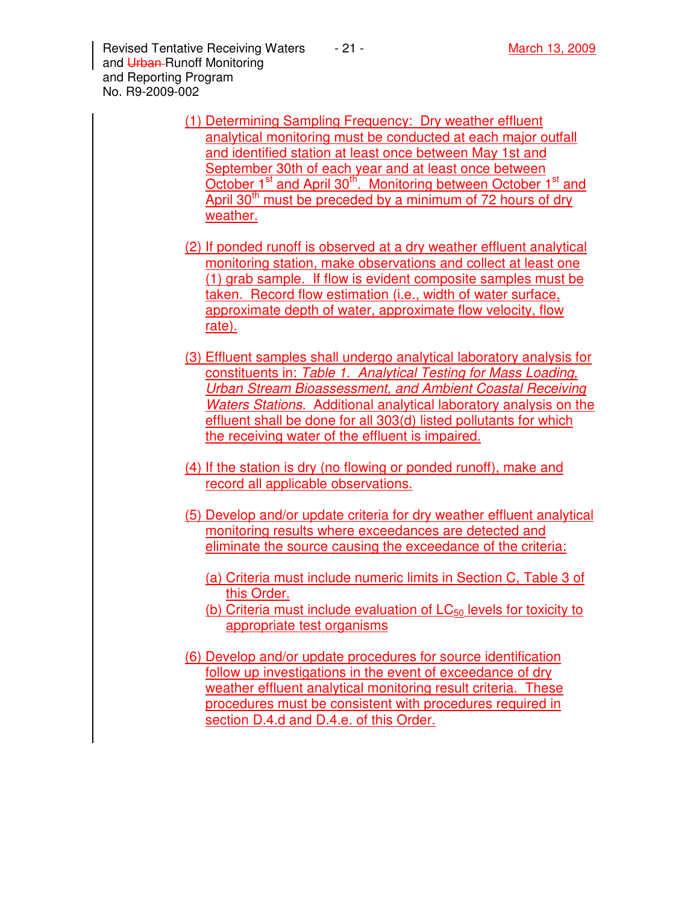(1) Determining Sampling Frequency: Dry weather effluent analytical monitoring must be conducted at each major outfall and identified station at least once between May 1st and September 30th of each year and at least once between October 1st and April 30th. Monitoring between October 1st and April 30th must be preceded by a minimum of 72 hours of dry weather.

(2) If ponded runoff is observed at a dry weather effluent analytical monitoring station, make observations and collect at least one (1) grab sample. If flow is evident composite samples must be taken. Record flow estimation (i.e., width of water surface, approximate depth of water, approximate flow velocity, flow rate).

(3) Effluent samples shall undergo analytical laboratory analysis for constituents in: *Table 1. Analytical Testing for Mass Loading, Urban Stream Bioassessment, and Ambient Coastal Receiving Waters Stations*. Additional analytical laboratory analysis on the effluent shall be done for all 303(d) listed pollutants for which the receiving water of the effluent is impaired.

(4) If the station is dry (no flowing or ponded runoff), make and record all applicable observations.

(5) Develop and/or update criteria for dry weather effluent analytical monitoring results where exceedances are detected and eliminate the source causing the exceedance of the criteria:

   (a) Criteria must include numeric limits in Section C, Table 3 of this Order.
   (b) Criteria must include evaluation of $LC_{50}$ levels for toxicity to appropriate test organisms

(6) Develop and/or update procedures for source identification follow up investigations in the event of exceedance of dry weather effluent analytical monitoring result criteria. These procedures must be consistent with procedures required in section D.4.d and D.4.e. of this Order.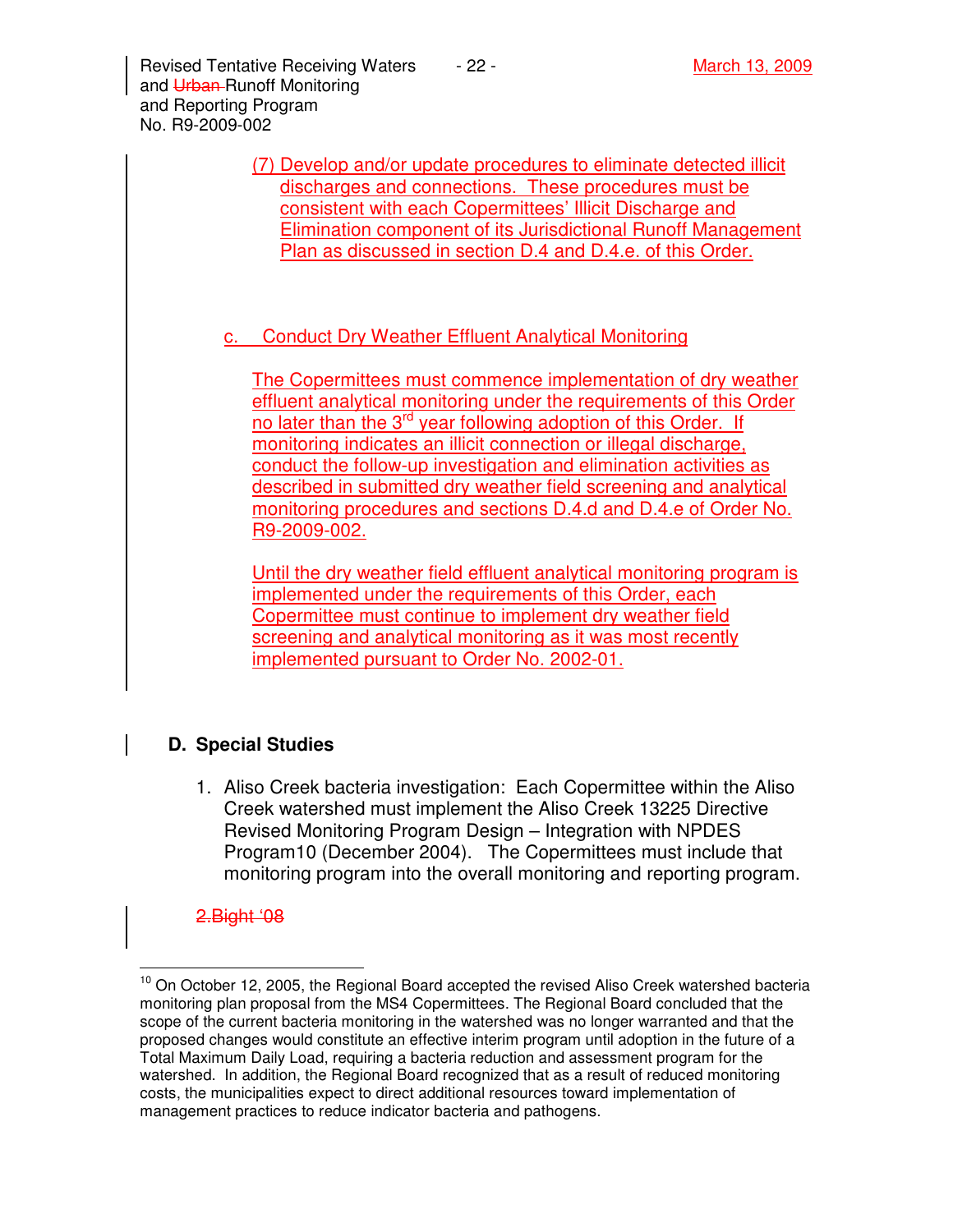(7) Develop and/or update procedures to eliminate detected illicit discharges and connections. These procedures must be consistent with each Copermittees' Illicit Discharge and Elimination component of its Jurisdictional Runoff Management Plan as discussed in section D.4 and D.4.e. of this Order.

c. Conduct Dry Weather Effluent Analytical Monitoring

The Copermittees must commence implementation of dry weather effluent analytical monitoring under the requirements of this Order no later than the 3rd year following adoption of this Order. If monitoring indicates an illicit connection or illegal discharge, conduct the follow-up investigation and elimination activities as described in submitted dry weather field screening and analytical monitoring procedures and sections D.4.d and D.4.e of Order No. R9-2009-002.

Until the dry weather field effluent analytical monitoring program is implemented under the requirements of this Order, each Copermittee must continue to implement dry weather field screening and analytical monitoring as it was most recently implemented pursuant to Order No. 2002-01.

## D. Special Studies

1. Aliso Creek bacteria investigation: Each Copermittee within the Aliso Creek watershed must implement the Aliso Creek 13225 Directive Revised Monitoring Program Design – Integration with NPDES Program[10] (December 2004). The Copermittees must include that monitoring program into the overall monitoring and reporting program.

~~2.Bight '08~~

[10] On October 12, 2005, the Regional Board accepted the revised Aliso Creek watershed bacteria monitoring plan proposal from the MS4 Copermittees. The Regional Board concluded that the scope of the current bacteria monitoring in the watershed was no longer warranted and that the proposed changes would constitute an effective interim program until adoption in the future of a Total Maximum Daily Load, requiring a bacteria reduction and assessment program for the watershed. In addition, the Regional Board recognized that as a result of reduced monitoring costs, the municipalities expect to direct additional resources toward implementation of management practices to reduce indicator bacteria and pathogens.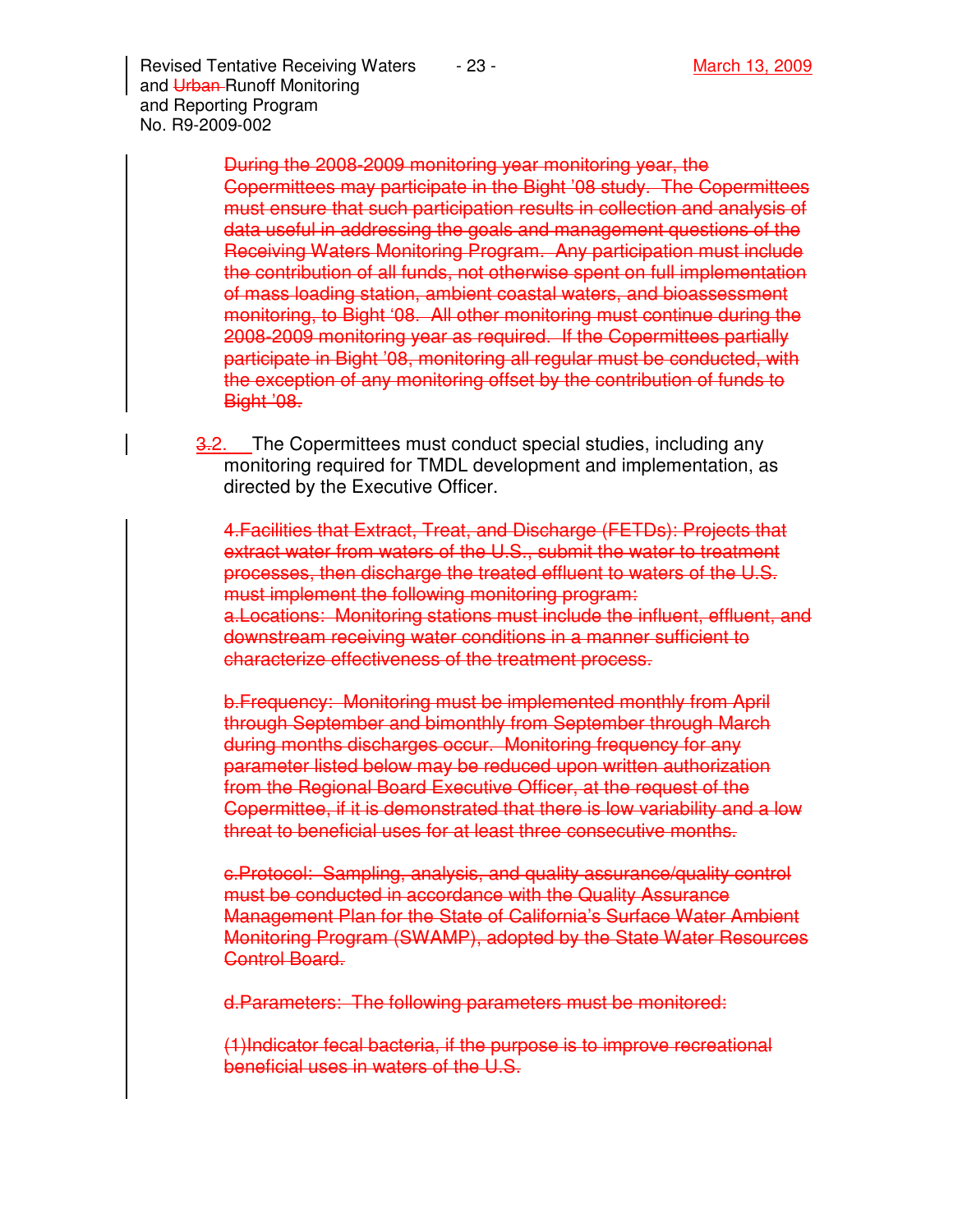~~During the 2008-2009 monitoring year monitoring year, the Copermittees may participate in the Bight '08 study. The Copermittees must ensure that such participation results in collection and analysis of data useful in addressing the goals and management questions of the Receiving Waters Monitoring Program. Any participation must include the contribution of all funds, not otherwise spent on full implementation of mass loading station, ambient coastal waters, and bioassessment monitoring, to Bight '08. All other monitoring must continue during the 2008-2009 monitoring year as required. If the Copermittees partially participate in Bight '08, monitoring all regular must be conducted, with the exception of any monitoring offset by the contribution of funds to Bight '08.~~

~~3.~~2. The Copermittees must conduct special studies, including any monitoring required for TMDL development and implementation, as directed by the Executive Officer.

~~4.Facilities that Extract, Treat, and Discharge (FETDs): Projects that extract water from waters of the U.S., submit the water to treatment processes, then discharge the treated effluent to waters of the U.S. must implement the following monitoring program:~~
~~a.Locations: Monitoring stations must include the influent, effluent, and downstream receiving water conditions in a manner sufficient to characterize effectiveness of the treatment process.~~

~~b.Frequency: Monitoring must be implemented monthly from April through September and bimonthly from September through March during months discharges occur. Monitoring frequency for any parameter listed below may be reduced upon written authorization from the Regional Board Executive Officer, at the request of the Copermittee, if it is demonstrated that there is low variability and a low threat to beneficial uses for at least three consecutive months.~~

~~c.Protocol: Sampling, analysis, and quality assurance/quality control must be conducted in accordance with the Quality Assurance Management Plan for the State of California's Surface Water Ambient Monitoring Program (SWAMP), adopted by the State Water Resources Control Board.~~

~~d.Parameters: The following parameters must be monitored:~~

~~(1)Indicator fecal bacteria, if the purpose is to improve recreational beneficial uses in waters of the U.S.~~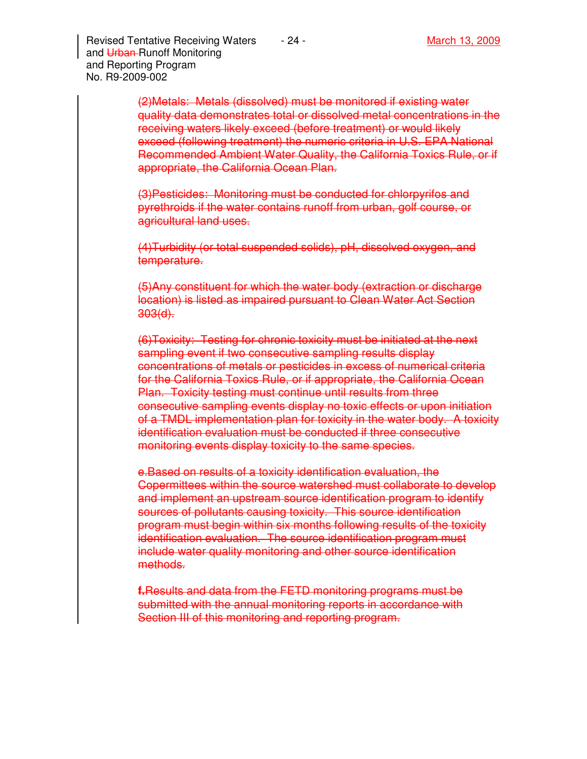(2)Metals: Metals (dissolved) must be monitored if existing water quality data demonstrates total or dissolved metal concentrations in the receiving waters likely exceed (before treatment) or would likely exceed (following treatment) the numeric criteria in U.S. EPA National Recommended Ambient Water Quality, the California Toxics Rule, or if appropriate, the California Ocean Plan.

(3)Pesticides: Monitoring must be conducted for chlorpyrifos and pyrethroids if the water contains runoff from urban, golf course, or agricultural land uses.

(4)Turbidity (or total suspended solids), pH, dissolved oxygen, and temperature.

(5)Any constituent for which the water body (extraction or discharge location) is listed as impaired pursuant to Clean Water Act Section 303(d).

(6)Toxicity: Testing for chronic toxicity must be initiated at the next sampling event if two consecutive sampling results display concentrations of metals or pesticides in excess of numerical criteria for the California Toxics Rule, or if appropriate, the California Ocean Plan. Toxicity testing must continue until results from three consecutive sampling events display no toxic effects or upon initiation of a TMDL implementation plan for toxicity in the water body. A toxicity identification evaluation must be conducted if three consecutive monitoring events display toxicity to the same species.

e.Based on results of a toxicity identification evaluation, the Copermittees within the source watershed must collaborate to develop and implement an upstream source identification program to identify sources of pollutants causing toxicity. This source identification program must begin within six months following results of the toxicity identification evaluation. The source identification program must include water quality monitoring and other source identification methods.

**f.**Results and data from the FETD monitoring programs must be submitted with the annual monitoring reports in accordance with Section III of this monitoring and reporting program.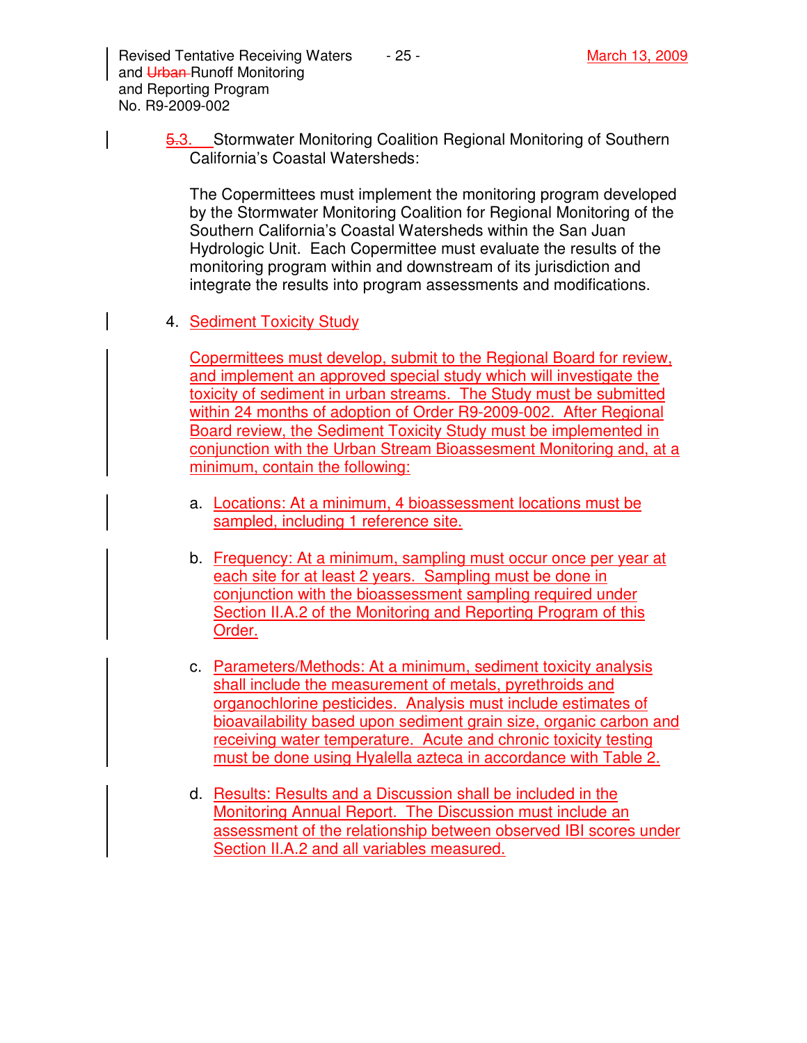~~5.~~3. Stormwater Monitoring Coalition Regional Monitoring of Southern California's Coastal Watersheds:

The Copermittees must implement the monitoring program developed by the Stormwater Monitoring Coalition for Regional Monitoring of the Southern California's Coastal Watersheds within the San Juan Hydrologic Unit. Each Copermittee must evaluate the results of the monitoring program within and downstream of its jurisdiction and integrate the results into program assessments and modifications.

4. Sediment Toxicity Study

Copermittees must develop, submit to the Regional Board for review, and implement an approved special study which will investigate the toxicity of sediment in urban streams. The Study must be submitted within 24 months of adoption of Order R9-2009-002. After Regional Board review, the Sediment Toxicity Study must be implemented in conjunction with the Urban Stream Bioassesment Monitoring and, at a minimum, contain the following:

a. Locations: At a minimum, 4 bioassessment locations must be sampled, including 1 reference site.

b. Frequency: At a minimum, sampling must occur once per year at each site for at least 2 years. Sampling must be done in conjunction with the bioassessment sampling required under Section II.A.2 of the Monitoring and Reporting Program of this Order.

c. Parameters/Methods: At a minimum, sediment toxicity analysis shall include the measurement of metals, pyrethroids and organochlorine pesticides. Analysis must include estimates of bioavailability based upon sediment grain size, organic carbon and receiving water temperature. Acute and chronic toxicity testing must be done using Hyalella azteca in accordance with Table 2.

d. Results: Results and a Discussion shall be included in the Monitoring Annual Report. The Discussion must include an assessment of the relationship between observed IBI scores under Section II.A.2 and all variables measured.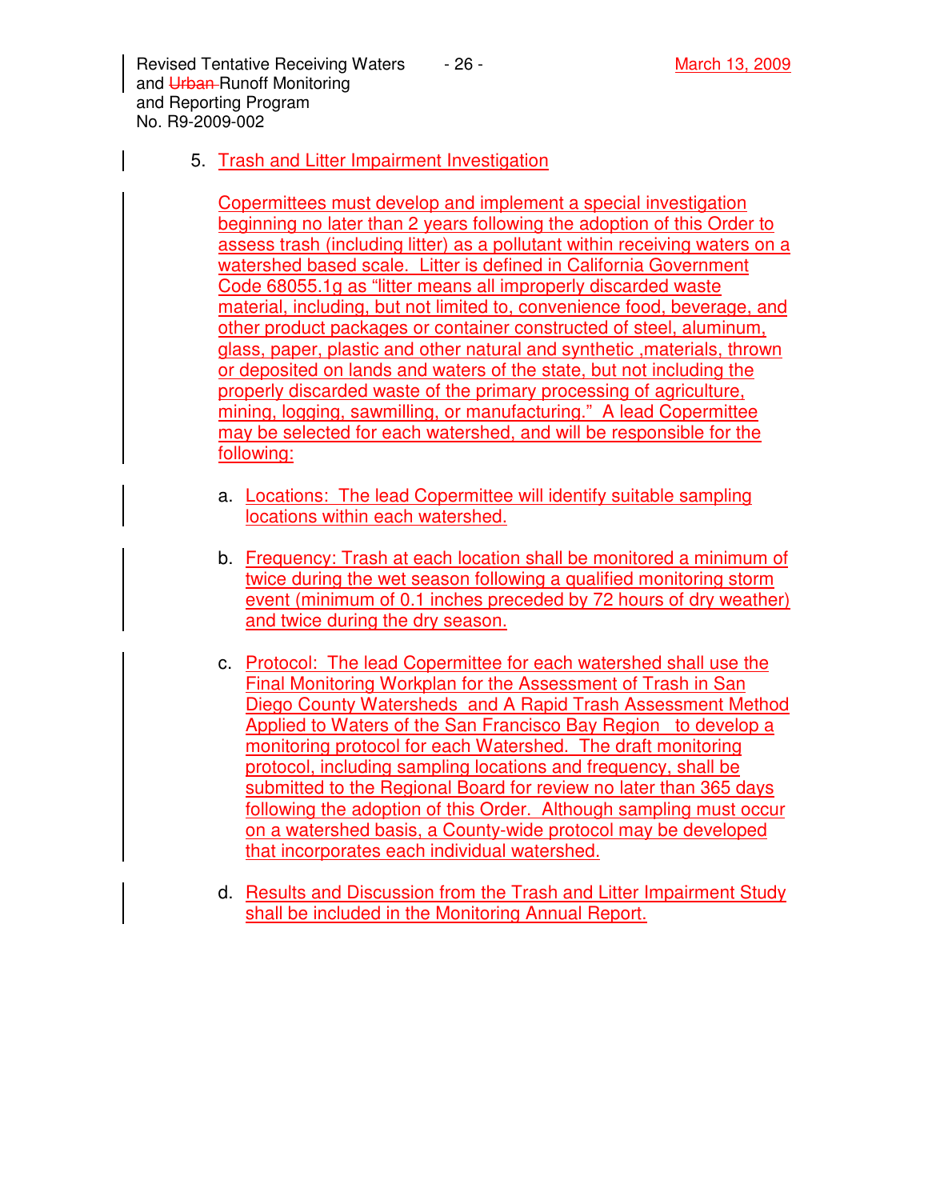5. Trash and Litter Impairment Investigation

   Copermittees must develop and implement a special investigation beginning no later than 2 years following the adoption of this Order to assess trash (including litter) as a pollutant within receiving waters on a watershed based scale. Litter is defined in California Government Code 68055.1g as "litter means all improperly discarded waste material, including, but not limited to, convenience food, beverage, and other product packages or container constructed of steel, aluminum, glass, paper, plastic and other natural and synthetic ,materials, thrown or deposited on lands and waters of the state, but not including the properly discarded waste of the primary processing of agriculture, mining, logging, sawmilling, or manufacturing." A lead Copermittee may be selected for each watershed, and will be responsible for the following:

   a. Locations: The lead Copermittee will identify suitable sampling locations within each watershed.

   b. Frequency: Trash at each location shall be monitored a minimum of twice during the wet season following a qualified monitoring storm event (minimum of 0.1 inches preceded by 72 hours of dry weather) and twice during the dry season.

   c. Protocol: The lead Copermittee for each watershed shall use the Final Monitoring Workplan for the Assessment of Trash in San Diego County Watersheds and A Rapid Trash Assessment Method Applied to Waters of the San Francisco Bay Region to develop a monitoring protocol for each Watershed. The draft monitoring protocol, including sampling locations and frequency, shall be submitted to the Regional Board for review no later than 365 days following the adoption of this Order. Although sampling must occur on a watershed basis, a County-wide protocol may be developed that incorporates each individual watershed.

   d. Results and Discussion from the Trash and Litter Impairment Study shall be included in the Monitoring Annual Report.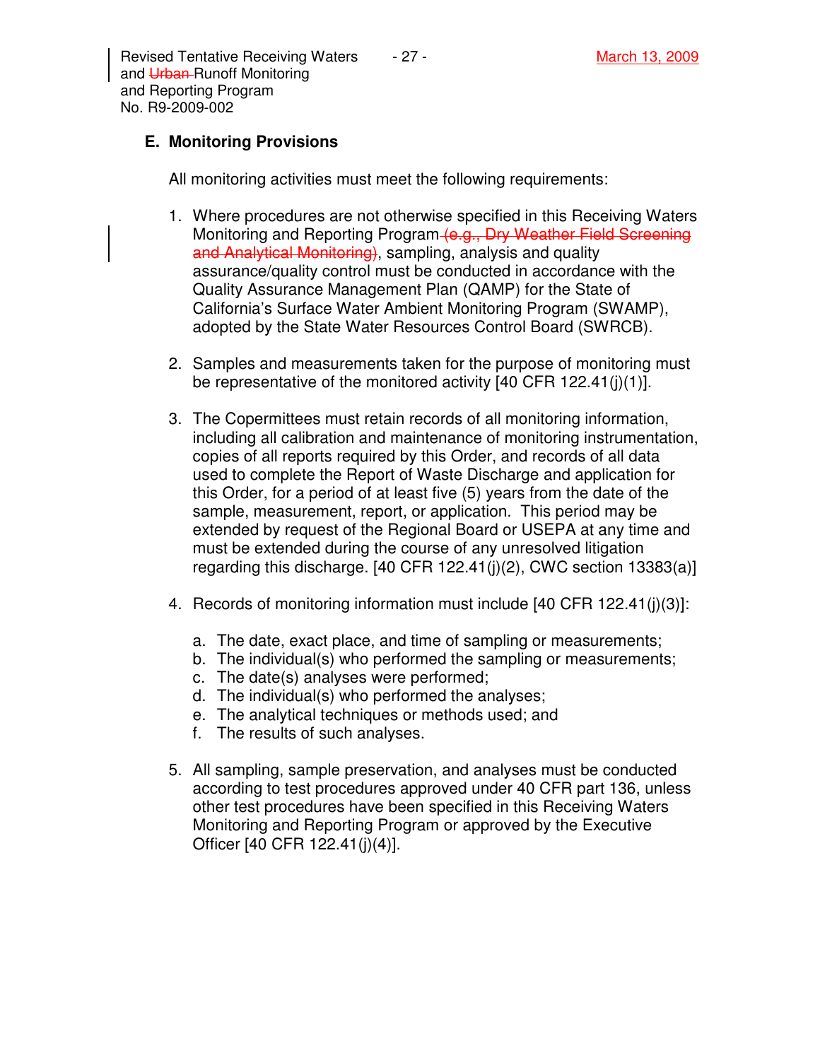## E. Monitoring Provisions

All monitoring activities must meet the following requirements:

1. Where procedures are not otherwise specified in this Receiving Waters Monitoring and Reporting Program ~~(e.g., Dry Weather Field Screening and Analytical Monitoring)~~, sampling, analysis and quality assurance/quality control must be conducted in accordance with the Quality Assurance Management Plan (QAMP) for the State of California's Surface Water Ambient Monitoring Program (SWAMP), adopted by the State Water Resources Control Board (SWRCB).

2. Samples and measurements taken for the purpose of monitoring must be representative of the monitored activity [40 CFR 122.41(j)(1)].

3. The Copermittees must retain records of all monitoring information, including all calibration and maintenance of monitoring instrumentation, copies of all reports required by this Order, and records of all data used to complete the Report of Waste Discharge and application for this Order, for a period of at least five (5) years from the date of the sample, measurement, report, or application. This period may be extended by request of the Regional Board or USEPA at any time and must be extended during the course of any unresolved litigation regarding this discharge. [40 CFR 122.41(j)(2), CWC section 13383(a)]

4. Records of monitoring information must include [40 CFR 122.41(j)(3)]:

   a. The date, exact place, and time of sampling or measurements;
   b. The individual(s) who performed the sampling or measurements;
   c. The date(s) analyses were performed;
   d. The individual(s) who performed the analyses;
   e. The analytical techniques or methods used; and
   f. The results of such analyses.

5. All sampling, sample preservation, and analyses must be conducted according to test procedures approved under 40 CFR part 136, unless other test procedures have been specified in this Receiving Waters Monitoring and Reporting Program or approved by the Executive Officer [40 CFR 122.41(j)(4)].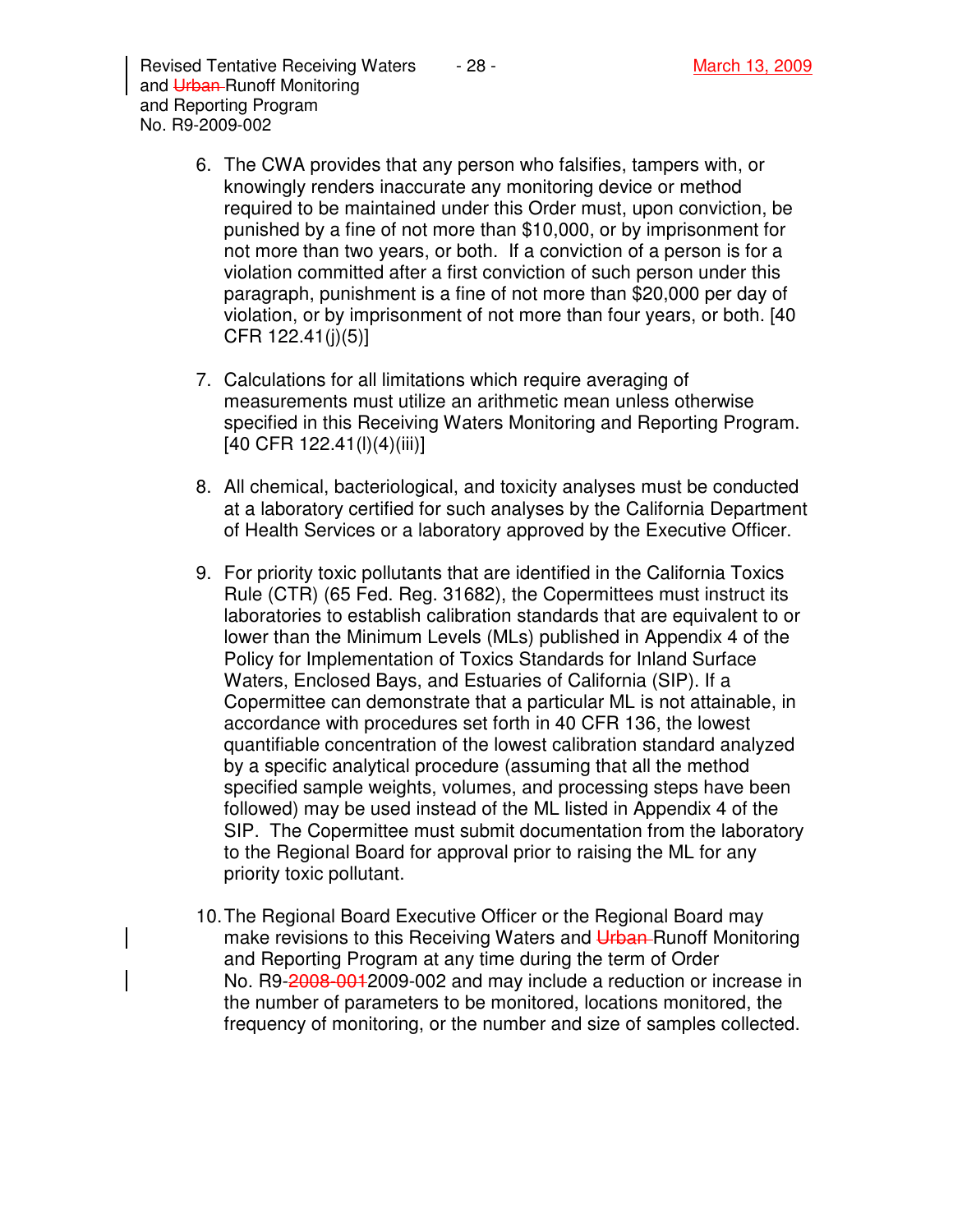6. The CWA provides that any person who falsifies, tampers with, or knowingly renders inaccurate any monitoring device or method required to be maintained under this Order must, upon conviction, be punished by a fine of not more than $10,000, or by imprisonment for not more than two years, or both. If a conviction of a person is for a violation committed after a first conviction of such person under this paragraph, punishment is a fine of not more than $20,000 per day of violation, or by imprisonment of not more than four years, or both. [40 CFR 122.41(j)(5)]

7. Calculations for all limitations which require averaging of measurements must utilize an arithmetic mean unless otherwise specified in this Receiving Waters Monitoring and Reporting Program. [40 CFR 122.41(l)(4)(iii)]

8. All chemical, bacteriological, and toxicity analyses must be conducted at a laboratory certified for such analyses by the California Department of Health Services or a laboratory approved by the Executive Officer.

9. For priority toxic pollutants that are identified in the California Toxics Rule (CTR) (65 Fed. Reg. 31682), the Copermittees must instruct its laboratories to establish calibration standards that are equivalent to or lower than the Minimum Levels (MLs) published in Appendix 4 of the Policy for Implementation of Toxics Standards for Inland Surface Waters, Enclosed Bays, and Estuaries of California (SIP). If a Copermittee can demonstrate that a particular ML is not attainable, in accordance with procedures set forth in 40 CFR 136, the lowest quantifiable concentration of the lowest calibration standard analyzed by a specific analytical procedure (assuming that all the method specified sample weights, volumes, and processing steps have been followed) may be used instead of the ML listed in Appendix 4 of the SIP. The Copermittee must submit documentation from the laboratory to the Regional Board for approval prior to raising the ML for any priority toxic pollutant.

10. The Regional Board Executive Officer or the Regional Board may make revisions to this Receiving Waters and ~~Urban~~ Runoff Monitoring and Reporting Program at any time during the term of Order No. R9-~~2008-001~~2009-002 and may include a reduction or increase in the number of parameters to be monitored, locations monitored, the frequency of monitoring, or the number and size of samples collected.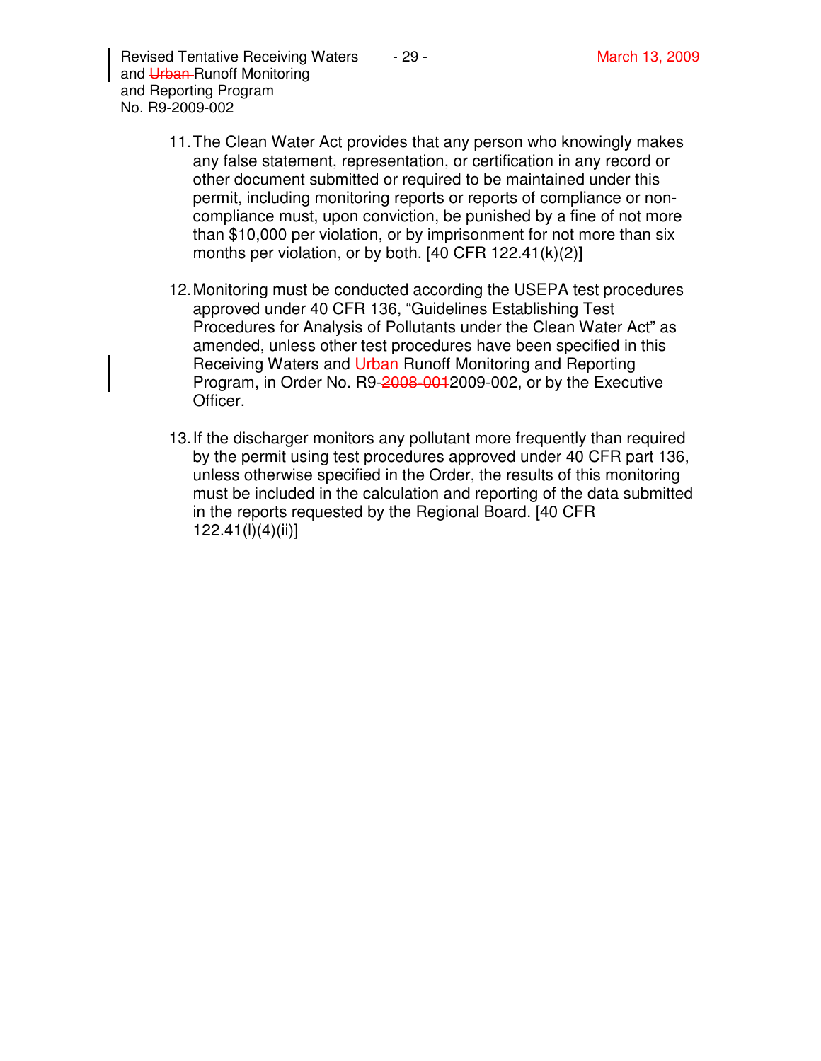11. The Clean Water Act provides that any person who knowingly makes any false statement, representation, or certification in any record or other document submitted or required to be maintained under this permit, including monitoring reports or reports of compliance or non-compliance must, upon conviction, be punished by a fine of not more than $10,000 per violation, or by imprisonment for not more than six months per violation, or by both. [40 CFR 122.41(k)(2)]

12. Monitoring must be conducted according the USEPA test procedures approved under 40 CFR 136, "Guidelines Establishing Test Procedures for Analysis of Pollutants under the Clean Water Act" as amended, unless other test procedures have been specified in this Receiving Waters and ~~Urban~~ Runoff Monitoring and Reporting Program, in Order No. R9-~~2008-001~~2009-002, or by the Executive Officer.

13. If the discharger monitors any pollutant more frequently than required by the permit using test procedures approved under 40 CFR part 136, unless otherwise specified in the Order, the results of this monitoring must be included in the calculation and reporting of the data submitted in the reports requested by the Regional Board. [40 CFR 122.41(l)(4)(ii)]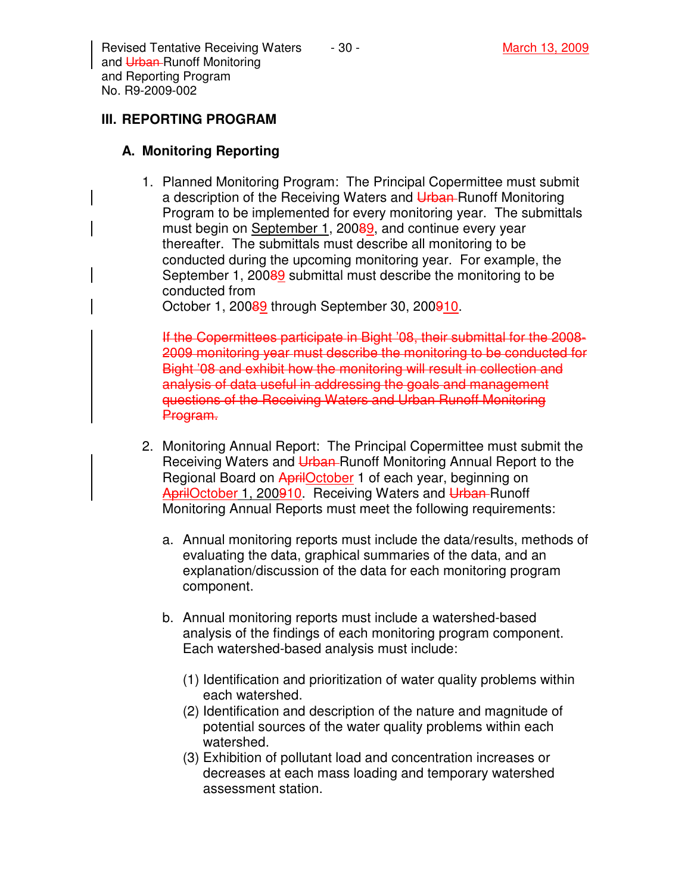## III. REPORTING PROGRAM

### A. Monitoring Reporting

1. Planned Monitoring Program: The Principal Copermittee must submit a description of the Receiving Waters and ~~Urban~~ Runoff Monitoring Program to be implemented for every monitoring year. The submittals must begin on September 1, 200~~8~~9, and continue every year thereafter. The submittals must describe all monitoring to be conducted during the upcoming monitoring year. For example, the September 1, 200~~8~~9 submittal must describe the monitoring to be conducted from October 1, 200~~8~~9 through September 30, 20~~09~~10.

   ~~If the Copermittees participate in Bight '08, their submittal for the 2008-2009 monitoring year must describe the monitoring to be conducted for Bight '08 and exhibit how the monitoring will result in collection and analysis of data useful in addressing the goals and management questions of the Receiving Waters and Urban Runoff Monitoring Program.~~

2. Monitoring Annual Report: The Principal Copermittee must submit the Receiving Waters and ~~Urban~~ Runoff Monitoring Annual Report to the Regional Board on ~~April~~October 1 of each year, beginning on ~~April~~October 1, 20~~09~~10. Receiving Waters and ~~Urban~~ Runoff Monitoring Annual Reports must meet the following requirements:

   a. Annual monitoring reports must include the data/results, methods of evaluating the data, graphical summaries of the data, and an explanation/discussion of the data for each monitoring program component.

   b. Annual monitoring reports must include a watershed-based analysis of the findings of each monitoring program component. Each watershed-based analysis must include:

      (1) Identification and prioritization of water quality problems within each watershed.

      (2) Identification and description of the nature and magnitude of potential sources of the water quality problems within each watershed.

      (3) Exhibition of pollutant load and concentration increases or decreases at each mass loading and temporary watershed assessment station.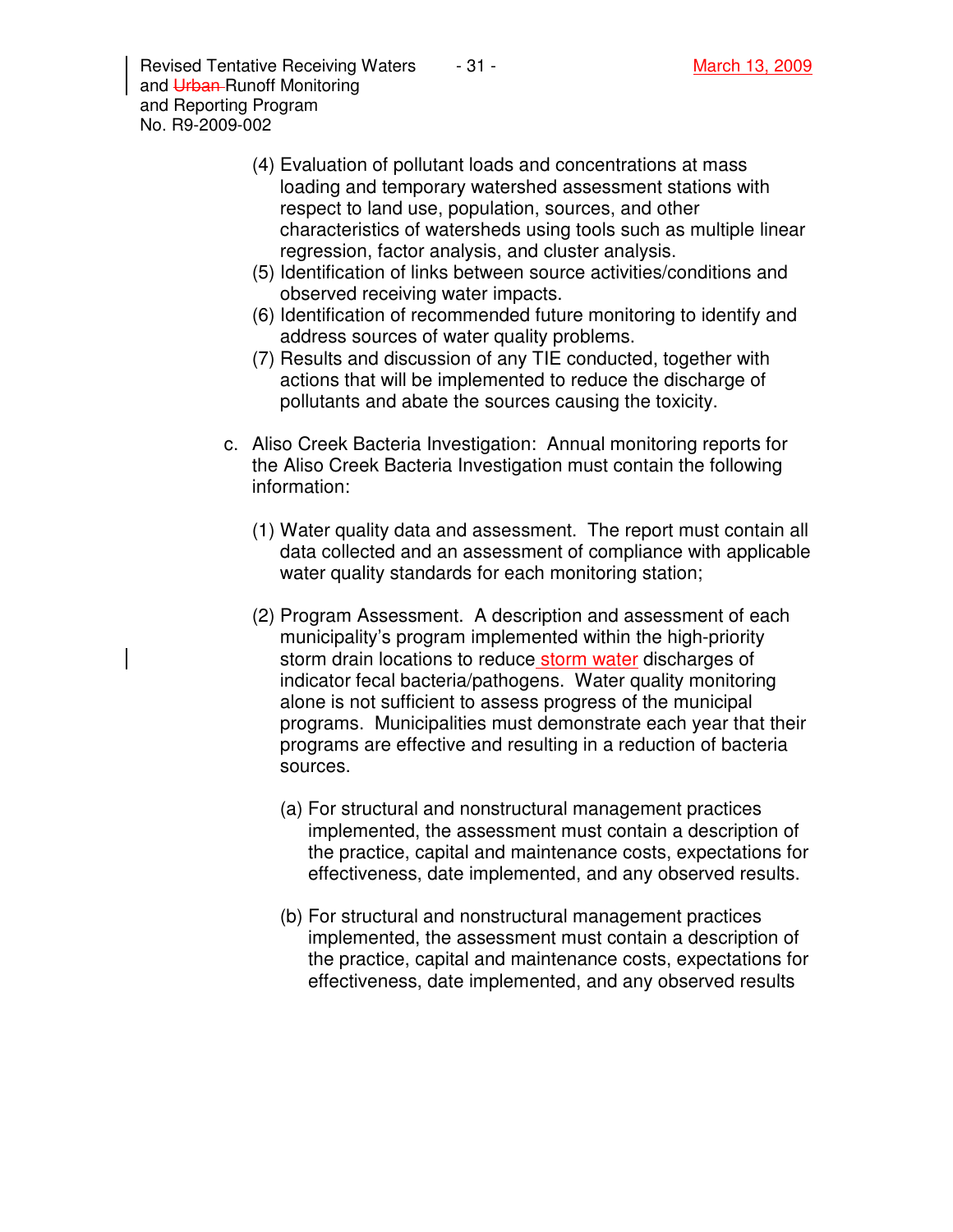(4) Evaluation of pollutant loads and concentrations at mass loading and temporary watershed assessment stations with respect to land use, population, sources, and other characteristics of watersheds using tools such as multiple linear regression, factor analysis, and cluster analysis.

(5) Identification of links between source activities/conditions and observed receiving water impacts.

(6) Identification of recommended future monitoring to identify and address sources of water quality problems.

(7) Results and discussion of any TIE conducted, together with actions that will be implemented to reduce the discharge of pollutants and abate the sources causing the toxicity.

c. Aliso Creek Bacteria Investigation: Annual monitoring reports for the Aliso Creek Bacteria Investigation must contain the following information:

(1) Water quality data and assessment. The report must contain all data collected and an assessment of compliance with applicable water quality standards for each monitoring station;

(2) Program Assessment. A description and assessment of each municipality's program implemented within the high-priority storm drain locations to reduce storm water discharges of indicator fecal bacteria/pathogens. Water quality monitoring alone is not sufficient to assess progress of the municipal programs. Municipalities must demonstrate each year that their programs are effective and resulting in a reduction of bacteria sources.

(a) For structural and nonstructural management practices implemented, the assessment must contain a description of the practice, capital and maintenance costs, expectations for effectiveness, date implemented, and any observed results.

(b) For structural and nonstructural management practices implemented, the assessment must contain a description of the practice, capital and maintenance costs, expectations for effectiveness, date implemented, and any observed results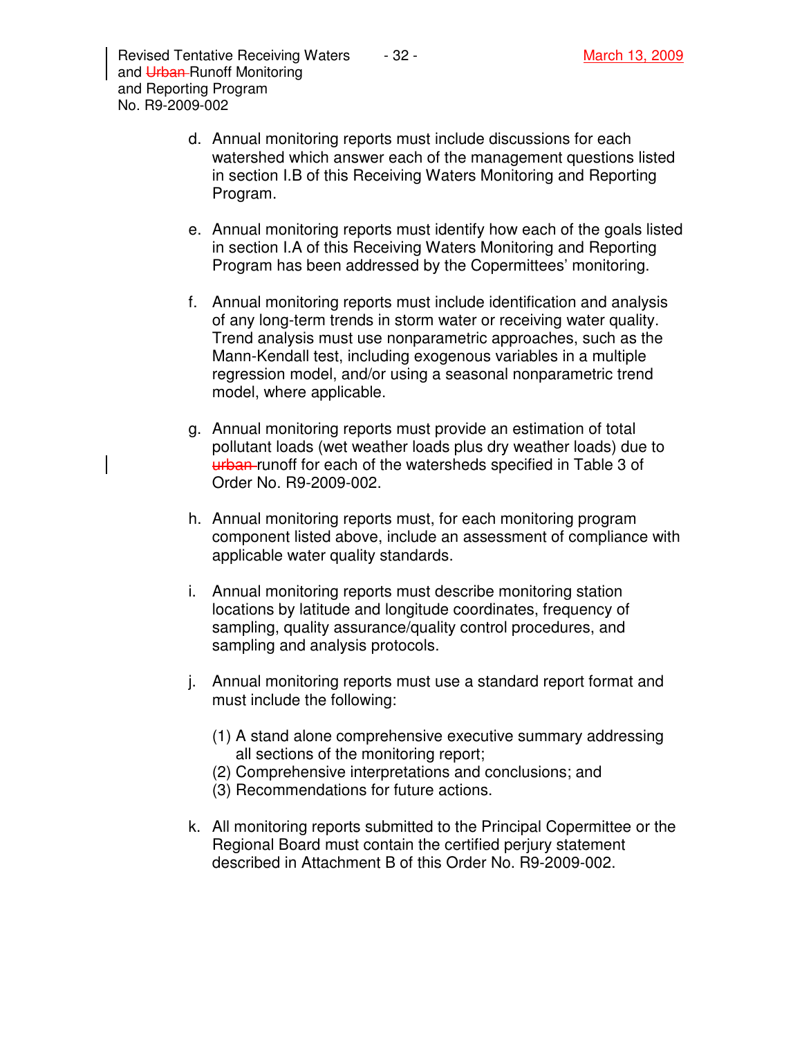d. Annual monitoring reports must include discussions for each watershed which answer each of the management questions listed in section I.B of this Receiving Waters Monitoring and Reporting Program.

e. Annual monitoring reports must identify how each of the goals listed in section I.A of this Receiving Waters Monitoring and Reporting Program has been addressed by the Copermittees' monitoring.

f. Annual monitoring reports must include identification and analysis of any long-term trends in storm water or receiving water quality. Trend analysis must use nonparametric approaches, such as the Mann-Kendall test, including exogenous variables in a multiple regression model, and/or using a seasonal nonparametric trend model, where applicable.

g. Annual monitoring reports must provide an estimation of total pollutant loads (wet weather loads plus dry weather loads) due to ~~urban~~ runoff for each of the watersheds specified in Table 3 of Order No. R9-2009-002.

h. Annual monitoring reports must, for each monitoring program component listed above, include an assessment of compliance with applicable water quality standards.

i. Annual monitoring reports must describe monitoring station locations by latitude and longitude coordinates, frequency of sampling, quality assurance/quality control procedures, and sampling and analysis protocols.

j. Annual monitoring reports must use a standard report format and must include the following:

   (1) A stand alone comprehensive executive summary addressing all sections of the monitoring report;
   (2) Comprehensive interpretations and conclusions; and
   (3) Recommendations for future actions.

k. All monitoring reports submitted to the Principal Copermittee or the Regional Board must contain the certified perjury statement described in Attachment B of this Order No. R9-2009-002.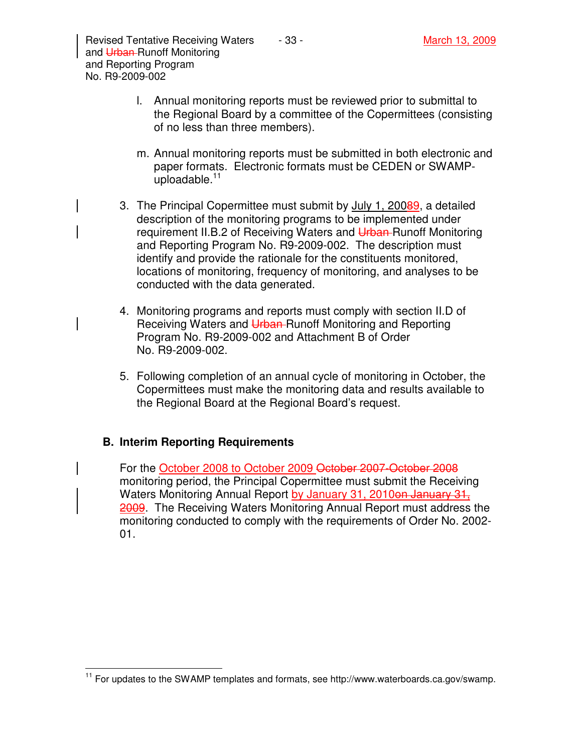l. Annual monitoring reports must be reviewed prior to submittal to the Regional Board by a committee of the Copermittees (consisting of no less than three members).

m. Annual monitoring reports must be submitted in both electronic and paper formats. Electronic formats must be CEDEN or SWAMP-uploadable.[11]

3. The Principal Copermittee must submit by July 1, 20089, a detailed description of the monitoring programs to be implemented under requirement II.B.2 of Receiving Waters and Urban Runoff Monitoring and Reporting Program No. R9-2009-002. The description must identify and provide the rationale for the constituents monitored, locations of monitoring, frequency of monitoring, and analyses to be conducted with the data generated.

4. Monitoring programs and reports must comply with section II.D of Receiving Waters and Urban Runoff Monitoring and Reporting Program No. R9-2009-002 and Attachment B of Order No. R9-2009-002.

5. Following completion of an annual cycle of monitoring in October, the Copermittees must make the monitoring data and results available to the Regional Board at the Regional Board's request.

## B. Interim Reporting Requirements

For the October 2008 to October 2009 ~~October 2007-October 2008~~ monitoring period, the Principal Copermittee must submit the Receiving Waters Monitoring Annual Report by January 31, 2010~~on January 31, 2009~~. The Receiving Waters Monitoring Annual Report must address the monitoring conducted to comply with the requirements of Order No. 2002-01.

[11] For updates to the SWAMP templates and formats, see http://www.waterboards.ca.gov/swamp.